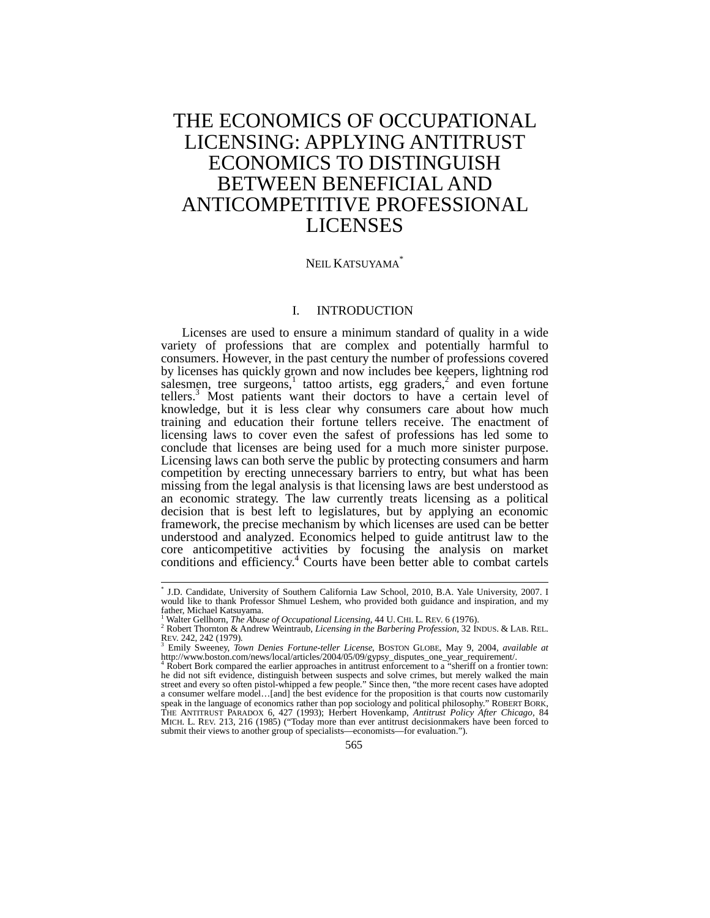# THE ECONOMICS OF OCCUPATIONAL LICENSING: APPLYING ANTITRUST ECONOMICS TO DISTINGUISH BETWEEN BENEFICIAL AND ANTICOMPETITIVE PROFESSIONAL LICENSES

NEIL KATSUYAMA[*]

## I. INTRODUCTION

Licenses are used to ensure a minimum standard of quality in a wide variety of professions that are complex and potentially harmful to consumers. However, in the past century the number of professions covered by licenses has quickly grown and now includes bee keepers, lightning rod salesmen, tree surgeons,[1] tattoo artists, egg graders,[2] and even fortune tellers.[3] Most patients want their doctors to have a certain level of knowledge, but it is less clear why consumers care about how much training and education their fortune tellers receive. The enactment of licensing laws to cover even the safest of professions has led some to conclude that licenses are being used for a much more sinister purpose. Licensing laws can both serve the public by protecting consumers and harm competition by erecting unnecessary barriers to entry, but what has been missing from the legal analysis is that licensing laws are best understood as an economic strategy. The law currently treats licensing as a political decision that is best left to legislatures, but by applying an economic framework, the precise mechanism by which licenses are used can be better understood and analyzed. Economics helped to guide antitrust law to the core anticompetitive activities by focusing the analysis on market conditions and efficiency.[4] Courts have been better able to combat cartels

---

[*] J.D. Candidate, University of Southern California Law School, 2010, B.A. Yale University, 2007. I would like to thank Professor Shmuel Leshem, who provided both guidance and inspiration, and my father, Michael Katsuyama.

[1] Walter Gellhorn, *The Abuse of Occupational Licensing*, 44 U. CHI. L. REV. 6 (1976).

[2] Robert Thornton & Andrew Weintraub, *Licensing in the Barbering Profession*, 32 INDUS. & LAB. REL. REV. 242, 242 (1979).

[3] Emily Sweeney, *Town Denies Fortune-teller License*, BOSTON GLOBE, May 9, 2004, *available at* http://www.boston.com/news/local/articles/2004/05/09/gypsy_disputes_one_year_requirement/.

[4] Robert Bork compared the earlier approaches in antitrust enforcement to a "sheriff on a frontier town: he did not sift evidence, distinguish between suspects and solve crimes, but merely walked the main street and every so often pistol-whipped a few people." Since then, "the more recent cases have adopted a consumer welfare model…[and] the best evidence for the proposition is that courts now customarily speak in the language of economics rather than pop sociology and political philosophy." ROBERT BORK, THE ANTITRUST PARADOX 6, 427 (1993); Herbert Hovenkamp, *Antitrust Policy After Chicago*, 84 MICH. L. REV. 213, 216 (1985) ("Today more than ever antitrust decisionmakers have been forced to submit their views to another group of specialists—economists—for evaluation.").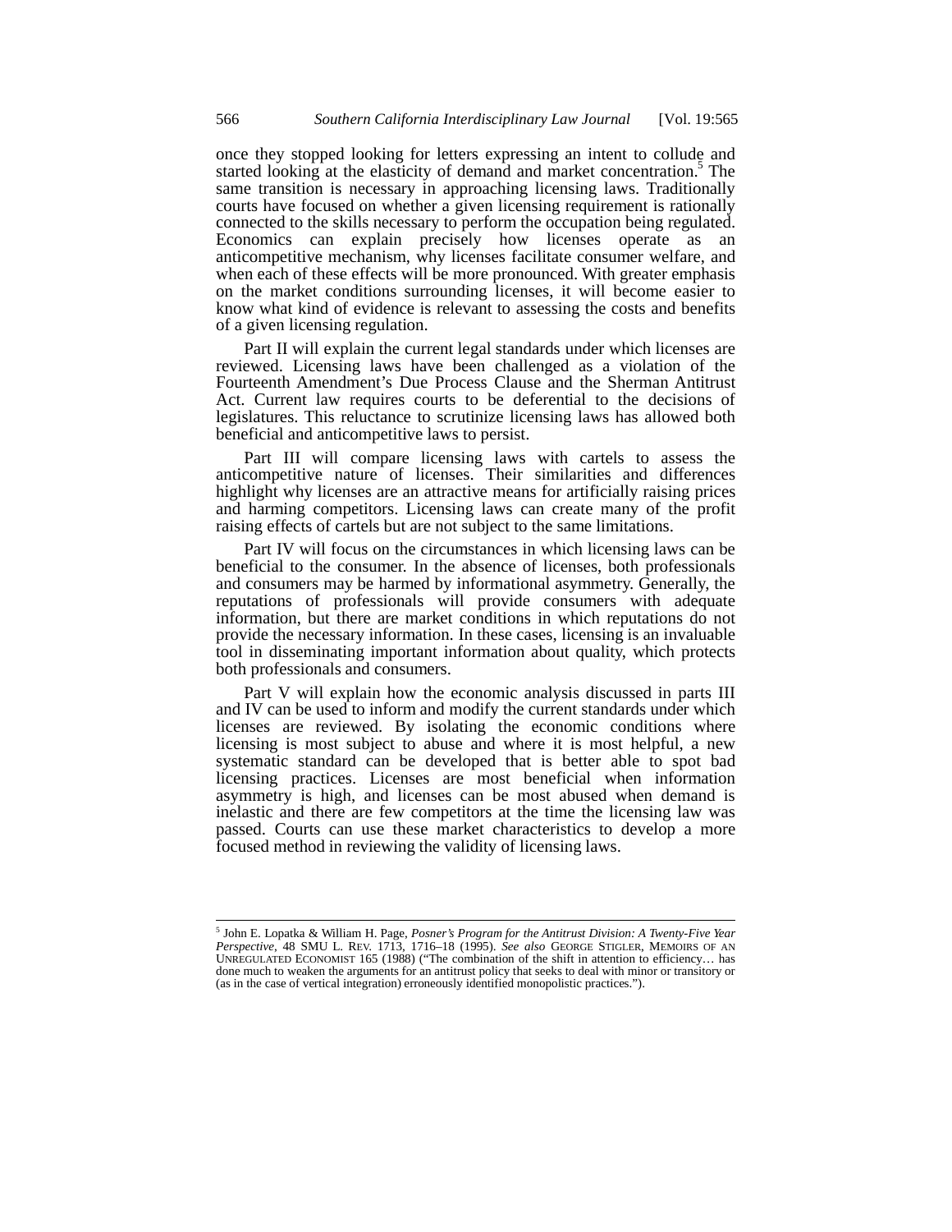once they stopped looking for letters expressing an intent to collude and started looking at the elasticity of demand and market concentration.[5] The same transition is necessary in approaching licensing laws. Traditionally courts have focused on whether a given licensing requirement is rationally connected to the skills necessary to perform the occupation being regulated. Economics can explain precisely how licenses operate as an anticompetitive mechanism, why licenses facilitate consumer welfare, and when each of these effects will be more pronounced. With greater emphasis on the market conditions surrounding licenses, it will become easier to know what kind of evidence is relevant to assessing the costs and benefits of a given licensing regulation.

Part II will explain the current legal standards under which licenses are reviewed. Licensing laws have been challenged as a violation of the Fourteenth Amendment's Due Process Clause and the Sherman Antitrust Act. Current law requires courts to be deferential to the decisions of legislatures. This reluctance to scrutinize licensing laws has allowed both beneficial and anticompetitive laws to persist.

Part III will compare licensing laws with cartels to assess the anticompetitive nature of licenses. Their similarities and differences highlight why licenses are an attractive means for artificially raising prices and harming competitors. Licensing laws can create many of the profit raising effects of cartels but are not subject to the same limitations.

Part IV will focus on the circumstances in which licensing laws can be beneficial to the consumer. In the absence of licenses, both professionals and consumers may be harmed by informational asymmetry. Generally, the reputations of professionals will provide consumers with adequate information, but there are market conditions in which reputations do not provide the necessary information. In these cases, licensing is an invaluable tool in disseminating important information about quality, which protects both professionals and consumers.

Part V will explain how the economic analysis discussed in parts III and IV can be used to inform and modify the current standards under which licenses are reviewed. By isolating the economic conditions where licensing is most subject to abuse and where it is most helpful, a new systematic standard can be developed that is better able to spot bad licensing practices. Licenses are most beneficial when information asymmetry is high, and licenses can be most abused when demand is inelastic and there are few competitors at the time the licensing law was passed. Courts can use these market characteristics to develop a more focused method in reviewing the validity of licensing laws.

---

[5] John E. Lopatka & William H. Page, *Posner's Program for the Antitrust Division: A Twenty-Five Year Perspective*, 48 SMU L. REV. 1713, 1716–18 (1995). *See also* GEORGE STIGLER, MEMOIRS OF AN UNREGULATED ECONOMIST 165 (1988) ("The combination of the shift in attention to efficiency… has done much to weaken the arguments for an antitrust policy that seeks to deal with minor or transitory or (as in the case of vertical integration) erroneously identified monopolistic practices.").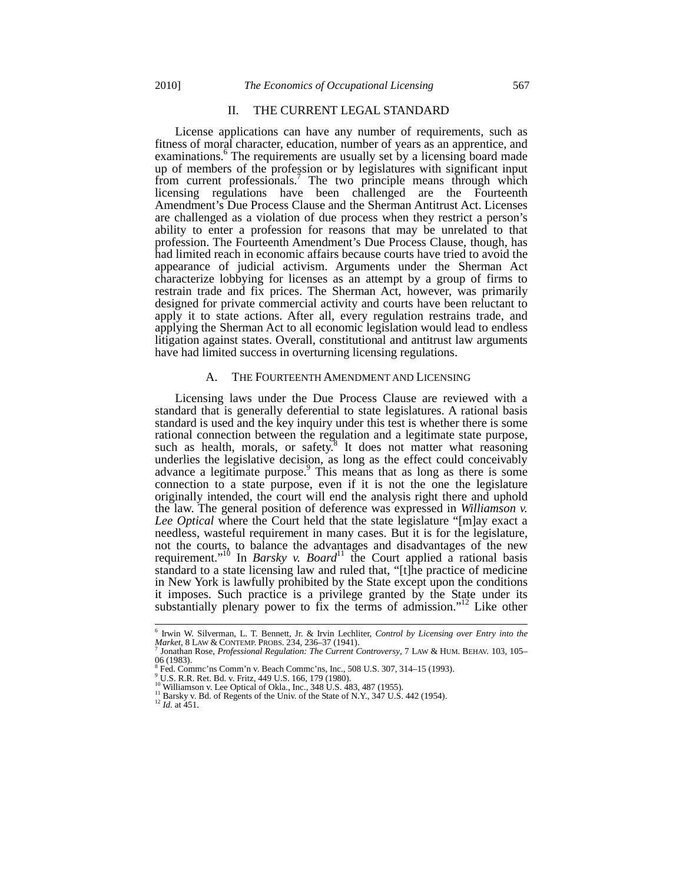## II. THE CURRENT LEGAL STANDARD

License applications can have any number of requirements, such as fitness of moral character, education, number of years as an apprentice, and examinations.[6] The requirements are usually set by a licensing board made up of members of the profession or by legislatures with significant input from current professionals.[7] The two principle means through which licensing regulations have been challenged are the Fourteenth Amendment's Due Process Clause and the Sherman Antitrust Act. Licenses are challenged as a violation of due process when they restrict a person's ability to enter a profession for reasons that may be unrelated to that profession. The Fourteenth Amendment's Due Process Clause, though, has had limited reach in economic affairs because courts have tried to avoid the appearance of judicial activism. Arguments under the Sherman Act characterize lobbying for licenses as an attempt by a group of firms to restrain trade and fix prices. The Sherman Act, however, was primarily designed for private commercial activity and courts have been reluctant to apply it to state actions. After all, every regulation restrains trade, and applying the Sherman Act to all economic legislation would lead to endless litigation against states. Overall, constitutional and antitrust law arguments have had limited success in overturning licensing regulations.

### A. THE FOURTEENTH AMENDMENT AND LICENSING

Licensing laws under the Due Process Clause are reviewed with a standard that is generally deferential to state legislatures. A rational basis standard is used and the key inquiry under this test is whether there is some rational connection between the regulation and a legitimate state purpose, such as health, morals, or safety.[8] It does not matter what reasoning underlies the legislative decision, as long as the effect could conceivably advance a legitimate purpose.[9] This means that as long as there is some connection to a state purpose, even if it is not the one the legislature originally intended, the court will end the analysis right there and uphold the law. The general position of deference was expressed in *Williamson v. Lee Optical* where the Court held that the state legislature "[m]ay exact a needless, wasteful requirement in many cases. But it is for the legislature, not the courts, to balance the advantages and disadvantages of the new requirement."[10] In *Barsky v. Board*[11] the Court applied a rational basis standard to a state licensing law and ruled that, "[t]he practice of medicine in New York is lawfully prohibited by the State except upon the conditions it imposes. Such practice is a privilege granted by the State under its substantially plenary power to fix the terms of admission."[12] Like other

---

[6] Irwin W. Silverman, L. T. Bennett, Jr. & Irvin Lechliter, *Control by Licensing over Entry into the Market*, 8 LAW & CONTEMP. PROBS. 234, 236–37 (1941).
[7] Jonathan Rose, *Professional Regulation: The Current Controversy*, 7 LAW & HUM. BEHAV. 103, 105–06 (1983).
[8] Fed. Commc'ns Comm'n v. Beach Commc'ns, Inc., 508 U.S. 307, 314–15 (1993).
[9] U.S. R.R. Ret. Bd. v. Fritz, 449 U.S. 166, 179 (1980).
[10] Williamson v. Lee Optical of Okla., Inc., 348 U.S. 483, 487 (1955).
[11] Barsky v. Bd. of Regents of the Univ. of the State of N.Y., 347 U.S. 442 (1954).
[12] *Id.* at 451.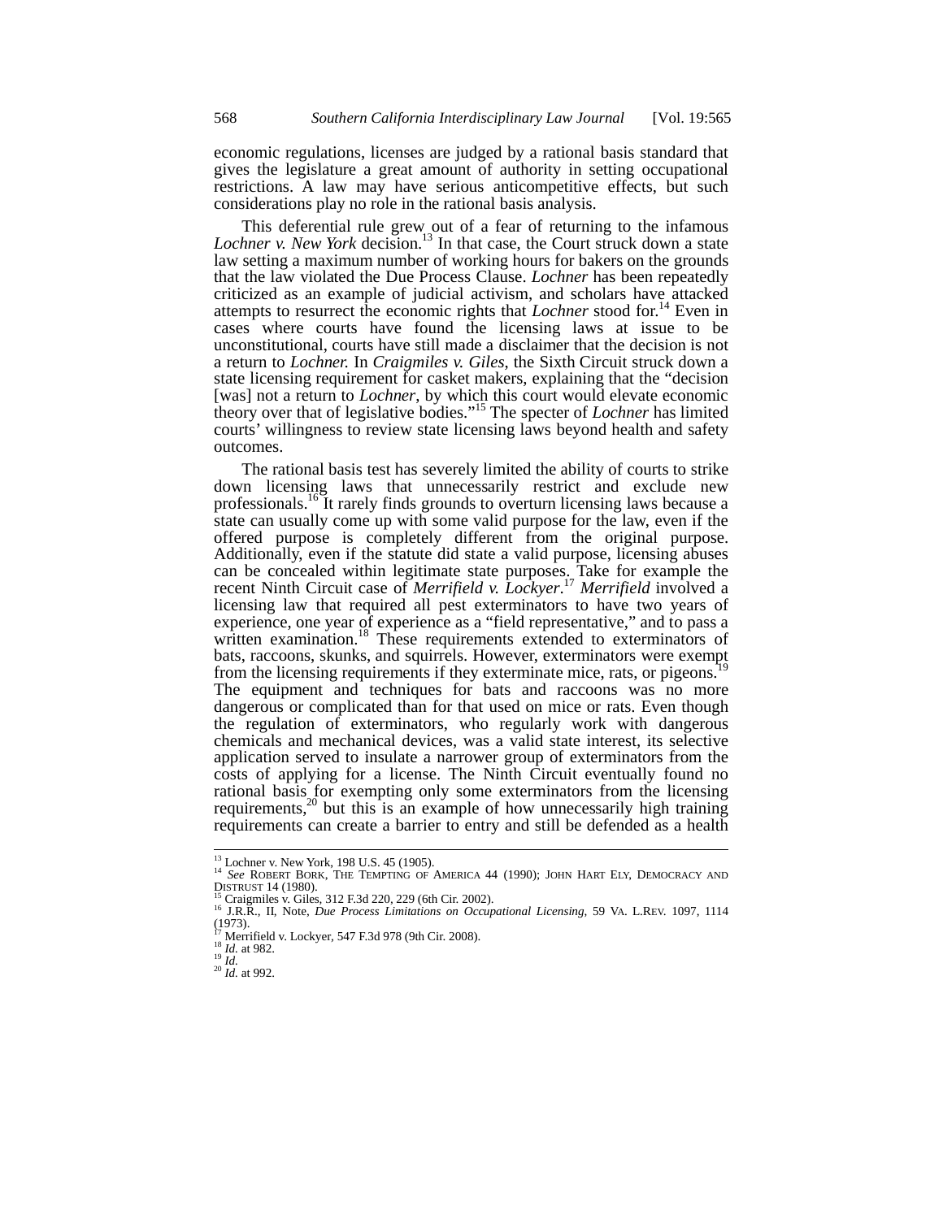economic regulations, licenses are judged by a rational basis standard that gives the legislature a great amount of authority in setting occupational restrictions. A law may have serious anticompetitive effects, but such considerations play no role in the rational basis analysis.

This deferential rule grew out of a fear of returning to the infamous *Lochner v. New York* decision.[13] In that case, the Court struck down a state law setting a maximum number of working hours for bakers on the grounds that the law violated the Due Process Clause. *Lochner* has been repeatedly criticized as an example of judicial activism, and scholars have attacked attempts to resurrect the economic rights that *Lochner* stood for.[14] Even in cases where courts have found the licensing laws at issue to be unconstitutional, courts have still made a disclaimer that the decision is not a return to *Lochner.* In *Craigmiles v. Giles*, the Sixth Circuit struck down a state licensing requirement for casket makers, explaining that the "decision [was] not a return to *Lochner*, by which this court would elevate economic theory over that of legislative bodies."[15] The specter of *Lochner* has limited courts' willingness to review state licensing laws beyond health and safety outcomes.

The rational basis test has severely limited the ability of courts to strike down licensing laws that unnecessarily restrict and exclude new professionals.[16] It rarely finds grounds to overturn licensing laws because a state can usually come up with some valid purpose for the law, even if the offered purpose is completely different from the original purpose. Additionally, even if the statute did state a valid purpose, licensing abuses can be concealed within legitimate state purposes. Take for example the recent Ninth Circuit case of *Merrifield v. Lockyer*.[17] *Merrifield* involved a licensing law that required all pest exterminators to have two years of experience, one year of experience as a "field representative," and to pass a written examination.[18] These requirements extended to exterminators of bats, raccoons, skunks, and squirrels. However, exterminators were exempt from the licensing requirements if they exterminate mice, rats, or pigeons.[19] The equipment and techniques for bats and raccoons was no more dangerous or complicated than for that used on mice or rats. Even though the regulation of exterminators, who regularly work with dangerous chemicals and mechanical devices, was a valid state interest, its selective application served to insulate a narrower group of exterminators from the costs of applying for a license. The Ninth Circuit eventually found no rational basis for exempting only some exterminators from the licensing requirements,[20] but this is an example of how unnecessarily high training requirements can create a barrier to entry and still be defended as a health

---

[13] Lochner v. New York, 198 U.S. 45 (1905).

[14] *See* ROBERT BORK, THE TEMPTING OF AMERICA 44 (1990); JOHN HART ELY, DEMOCRACY AND DISTRUST 14 (1980).

[15] Craigmiles v. Giles, 312 F.3d 220, 229 (6th Cir. 2002).

[16] J.R.R., II, Note, *Due Process Limitations on Occupational Licensing*, 59 VA. L.REV. 1097, 1114 (1973).

[17] Merrifield v. Lockyer, 547 F.3d 978 (9th Cir. 2008).

[18] *Id.* at 982.

[19] *Id.*

[20] *Id.* at 992.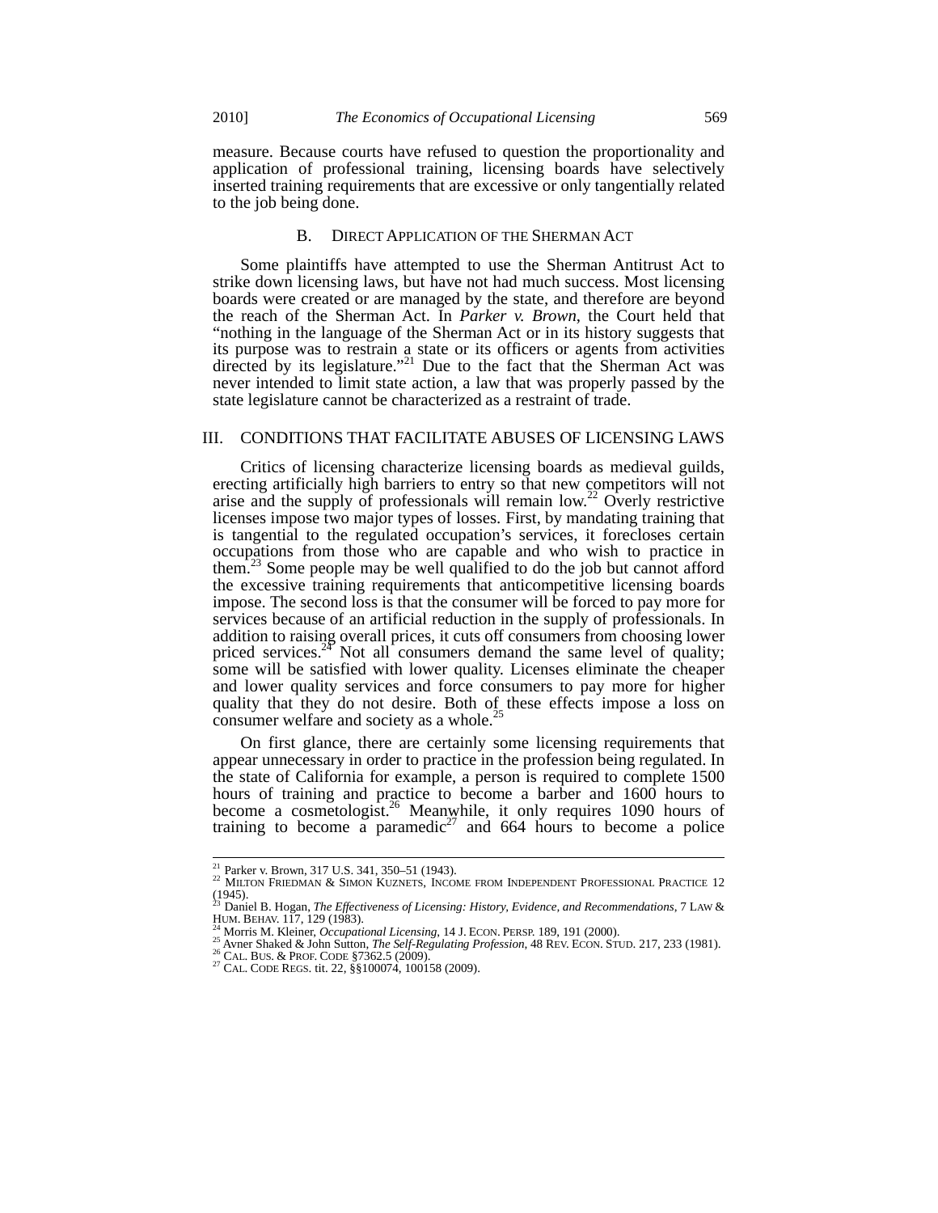measure. Because courts have refused to question the proportionality and application of professional training, licensing boards have selectively inserted training requirements that are excessive or only tangentially related to the job being done.

### B. DIRECT APPLICATION OF THE SHERMAN ACT

Some plaintiffs have attempted to use the Sherman Antitrust Act to strike down licensing laws, but have not had much success. Most licensing boards were created or are managed by the state, and therefore are beyond the reach of the Sherman Act. In *Parker v. Brown*, the Court held that "nothing in the language of the Sherman Act or in its history suggests that its purpose was to restrain a state or its officers or agents from activities directed by its legislature."[21] Due to the fact that the Sherman Act was never intended to limit state action, a law that was properly passed by the state legislature cannot be characterized as a restraint of trade.

## III. CONDITIONS THAT FACILITATE ABUSES OF LICENSING LAWS

Critics of licensing characterize licensing boards as medieval guilds, erecting artificially high barriers to entry so that new competitors will not arise and the supply of professionals will remain low.[22] Overly restrictive licenses impose two major types of losses. First, by mandating training that is tangential to the regulated occupation's services, it forecloses certain occupations from those who are capable and who wish to practice in them.[23] Some people may be well qualified to do the job but cannot afford the excessive training requirements that anticompetitive licensing boards impose. The second loss is that the consumer will be forced to pay more for services because of an artificial reduction in the supply of professionals. In addition to raising overall prices, it cuts off consumers from choosing lower priced services.[24] Not all consumers demand the same level of quality; some will be satisfied with lower quality. Licenses eliminate the cheaper and lower quality services and force consumers to pay more for higher quality that they do not desire. Both of these effects impose a loss on consumer welfare and society as a whole.[25]

On first glance, there are certainly some licensing requirements that appear unnecessary in order to practice in the profession being regulated. In the state of California for example, a person is required to complete 1500 hours of training and practice to become a barber and 1600 hours to become a cosmetologist.[26] Meanwhile, it only requires 1090 hours of training to become a paramedic[27] and 664 hours to become a police

---

[21] Parker v. Brown, 317 U.S. 341, 350–51 (1943).

[22] MILTON FRIEDMAN & SIMON KUZNETS, INCOME FROM INDEPENDENT PROFESSIONAL PRACTICE 12 (1945).

[23] Daniel B. Hogan, *The Effectiveness of Licensing: History, Evidence, and Recommendations*, 7 LAW & HUM. BEHAV. 117, 129 (1983).

[24] Morris M. Kleiner, *Occupational Licensing*, 14 J. ECON. PERSP. 189, 191 (2000).

[25] Avner Shaked & John Sutton, *The Self-Regulating Profession*, 48 REV. ECON. STUD. 217, 233 (1981).

[26] CAL. BUS. & PROF. CODE §7362.5 (2009).

[27] CAL. CODE REGS. tit. 22, §§100074, 100158 (2009).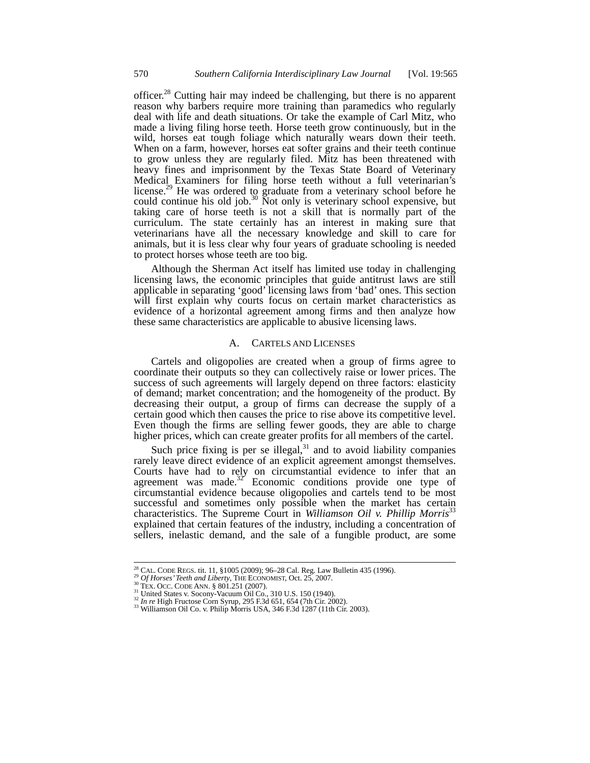officer.[28] Cutting hair may indeed be challenging, but there is no apparent reason why barbers require more training than paramedics who regularly deal with life and death situations. Or take the example of Carl Mitz, who made a living filing horse teeth. Horse teeth grow continuously, but in the wild, horses eat tough foliage which naturally wears down their teeth. When on a farm, however, horses eat softer grains and their teeth continue to grow unless they are regularly filed. Mitz has been threatened with heavy fines and imprisonment by the Texas State Board of Veterinary Medical Examiners for filing horse teeth without a full veterinarian's license.[29] He was ordered to graduate from a veterinary school before he could continue his old job.[30] Not only is veterinary school expensive, but taking care of horse teeth is not a skill that is normally part of the curriculum. The state certainly has an interest in making sure that veterinarians have all the necessary knowledge and skill to care for animals, but it is less clear why four years of graduate schooling is needed to protect horses whose teeth are too big.

Although the Sherman Act itself has limited use today in challenging licensing laws, the economic principles that guide antitrust laws are still applicable in separating 'good' licensing laws from 'bad' ones. This section will first explain why courts focus on certain market characteristics as evidence of a horizontal agreement among firms and then analyze how these same characteristics are applicable to abusive licensing laws.

### A. Cartels and Licenses

Cartels and oligopolies are created when a group of firms agree to coordinate their outputs so they can collectively raise or lower prices. The success of such agreements will largely depend on three factors: elasticity of demand; market concentration; and the homogeneity of the product. By decreasing their output, a group of firms can decrease the supply of a certain good which then causes the price to rise above its competitive level. Even though the firms are selling fewer goods, they are able to charge higher prices, which can create greater profits for all members of the cartel.

Such price fixing is per se illegal,[31] and to avoid liability companies rarely leave direct evidence of an explicit agreement amongst themselves. Courts have had to rely on circumstantial evidence to infer that an agreement was made.[32] Economic conditions provide one type of circumstantial evidence because oligopolies and cartels tend to be most successful and sometimes only possible when the market has certain characteristics. The Supreme Court in *Williamson Oil v. Phillip Morris*[33] explained that certain features of the industry, including a concentration of sellers, inelastic demand, and the sale of a fungible product, are some

---

[28] Cal. Code Regs. tit. 11, §1005 (2009); 96–28 Cal. Reg. Law Bulletin 435 (1996).

[29] *Of Horses' Teeth and Liberty*, The Economist, Oct. 25, 2007.

[30] Tex. Occ. Code Ann. § 801.251 (2007).

[31] United States v. Socony-Vacuum Oil Co., 310 U.S. 150 (1940).

[32] *In re* High Fructose Corn Syrup, 295 F.3d 651, 654 (7th Cir. 2002).

[33] Williamson Oil Co. v. Philip Morris USA, 346 F.3d 1287 (11th Cir. 2003).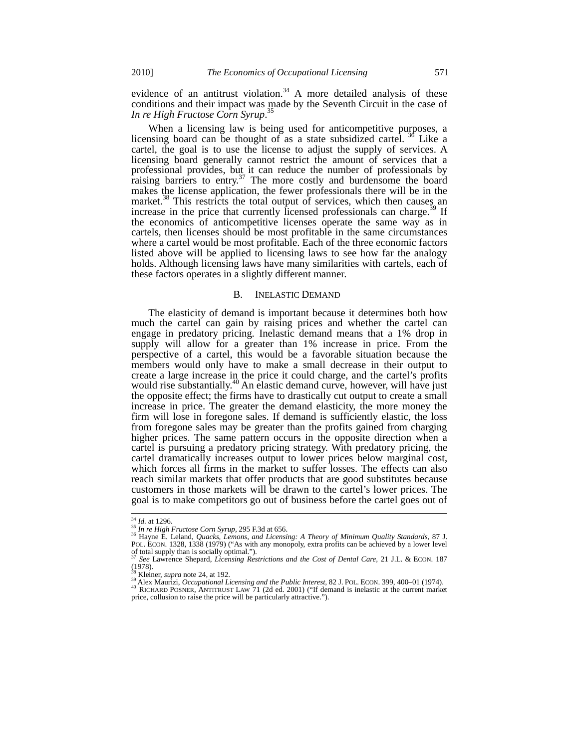evidence of an antitrust violation.[34] A more detailed analysis of these conditions and their impact was made by the Seventh Circuit in the case of *In re High Fructose Corn Syrup*.[35]

When a licensing law is being used for anticompetitive purposes, a licensing board can be thought of as a state subsidized cartel.[36] Like a cartel, the goal is to use the license to adjust the supply of services. A licensing board generally cannot restrict the amount of services that a professional provides, but it can reduce the number of professionals by raising barriers to entry.[37] The more costly and burdensome the board makes the license application, the fewer professionals there will be in the market.[38] This restricts the total output of services, which then causes an increase in the price that currently licensed professionals can charge.[39] If the economics of anticompetitive licenses operate the same way as in cartels, then licenses should be most profitable in the same circumstances where a cartel would be most profitable. Each of the three economic factors listed above will be applied to licensing laws to see how far the analogy holds. Although licensing laws have many similarities with cartels, each of these factors operates in a slightly different manner.

## B. INELASTIC DEMAND

The elasticity of demand is important because it determines both how much the cartel can gain by raising prices and whether the cartel can engage in predatory pricing. Inelastic demand means that a 1% drop in supply will allow for a greater than 1% increase in price. From the perspective of a cartel, this would be a favorable situation because the members would only have to make a small decrease in their output to create a large increase in the price it could charge, and the cartel's profits would rise substantially.[40] An elastic demand curve, however, will have just the opposite effect; the firms have to drastically cut output to create a small increase in price. The greater the demand elasticity, the more money the firm will lose in foregone sales. If demand is sufficiently elastic, the loss from foregone sales may be greater than the profits gained from charging higher prices. The same pattern occurs in the opposite direction when a cartel is pursuing a predatory pricing strategy. With predatory pricing, the cartel dramatically increases output to lower prices below marginal cost, which forces all firms in the market to suffer losses. The effects can also reach similar markets that offer products that are good substitutes because customers in those markets will be drawn to the cartel's lower prices. The goal is to make competitors go out of business before the cartel goes out of

---

[34] *Id.* at 1296.

[35] *In re High Fructose Corn Syrup*, 295 F.3d at 656.

[36] Hayne E. Leland, *Quacks, Lemons, and Licensing: A Theory of Minimum Quality Standards*, 87 J. POL. ECON. 1328, 1338 (1979) ("As with any monopoly, extra profits can be achieved by a lower level of total supply than is socially optimal.").

[37] *See* Lawrence Shepard, *Licensing Restrictions and the Cost of Dental Care*, 21 J.L. & ECON. 187 (1978).

[38] Kleiner, *supra* note 24, at 192.

[39] Alex Maurizi, *Occupational Licensing and the Public Interest*, 82 J. POL. ECON. 399, 400–01 (1974).

[40] RICHARD POSNER, ANTITRUST LAW 71 (2d ed. 2001) ("If demand is inelastic at the current market price, collusion to raise the price will be particularly attractive.").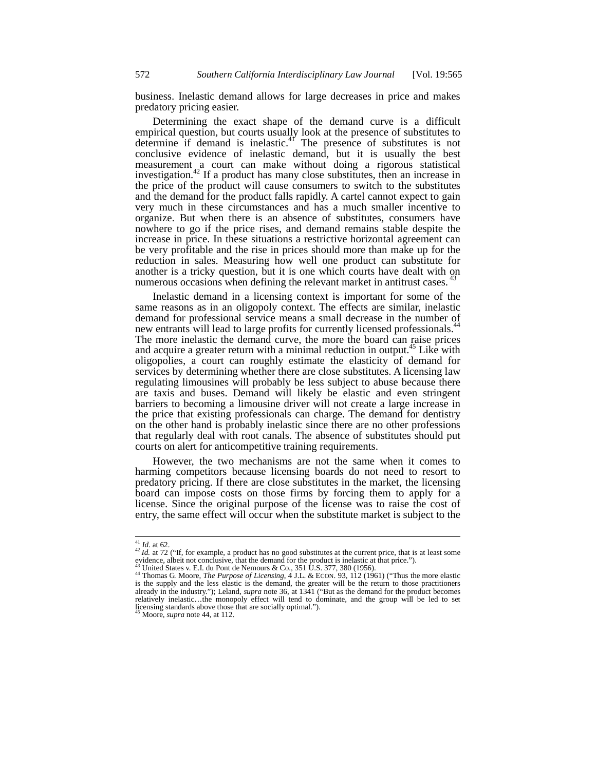business. Inelastic demand allows for large decreases in price and makes predatory pricing easier.

Determining the exact shape of the demand curve is a difficult empirical question, but courts usually look at the presence of substitutes to determine if demand is inelastic.[41] The presence of substitutes is not conclusive evidence of inelastic demand, but it is usually the best measurement a court can make without doing a rigorous statistical investigation.[42] If a product has many close substitutes, then an increase in the price of the product will cause consumers to switch to the substitutes and the demand for the product falls rapidly. A cartel cannot expect to gain very much in these circumstances and has a much smaller incentive to organize. But when there is an absence of substitutes, consumers have nowhere to go if the price rises, and demand remains stable despite the increase in price. In these situations a restrictive horizontal agreement can be very profitable and the rise in prices should more than make up for the reduction in sales. Measuring how well one product can substitute for another is a tricky question, but it is one which courts have dealt with on numerous occasions when defining the relevant market in antitrust cases.[43]

Inelastic demand in a licensing context is important for some of the same reasons as in an oligopoly context. The effects are similar, inelastic demand for professional service means a small decrease in the number of new entrants will lead to large profits for currently licensed professionals.[44] The more inelastic the demand curve, the more the board can raise prices and acquire a greater return with a minimal reduction in output.[45] Like with oligopolies, a court can roughly estimate the elasticity of demand for services by determining whether there are close substitutes. A licensing law regulating limousines will probably be less subject to abuse because there are taxis and buses. Demand will likely be elastic and even stringent barriers to becoming a limousine driver will not create a large increase in the price that existing professionals can charge. The demand for dentistry on the other hand is probably inelastic since there are no other professions that regularly deal with root canals. The absence of substitutes should put courts on alert for anticompetitive training requirements.

However, the two mechanisms are not the same when it comes to harming competitors because licensing boards do not need to resort to predatory pricing. If there are close substitutes in the market, the licensing board can impose costs on those firms by forcing them to apply for a license. Since the original purpose of the license was to raise the cost of entry, the same effect will occur when the substitute market is subject to the

---

[41] *Id.* at 62.

[42] *Id.* at 72 ("If, for example, a product has no good substitutes at the current price, that is at least some evidence, albeit not conclusive, that the demand for the product is inelastic at that price.").

[43] United States v. E.I. du Pont de Nemours & Co., 351 U.S. 377, 380 (1956).

[44] Thomas G. Moore, *The Purpose of Licensing*, 4 J.L. & ECON. 93, 112 (1961) ("Thus the more elastic is the supply and the less elastic is the demand, the greater will be the return to those practitioners already in the industry."); Leland, *supra* note 36, at 1341 ("But as the demand for the product becomes relatively inelastic…the monopoly effect will tend to dominate, and the group will be led to set licensing standards above those that are socially optimal.").

[45] Moore, *supra* note 44, at 112.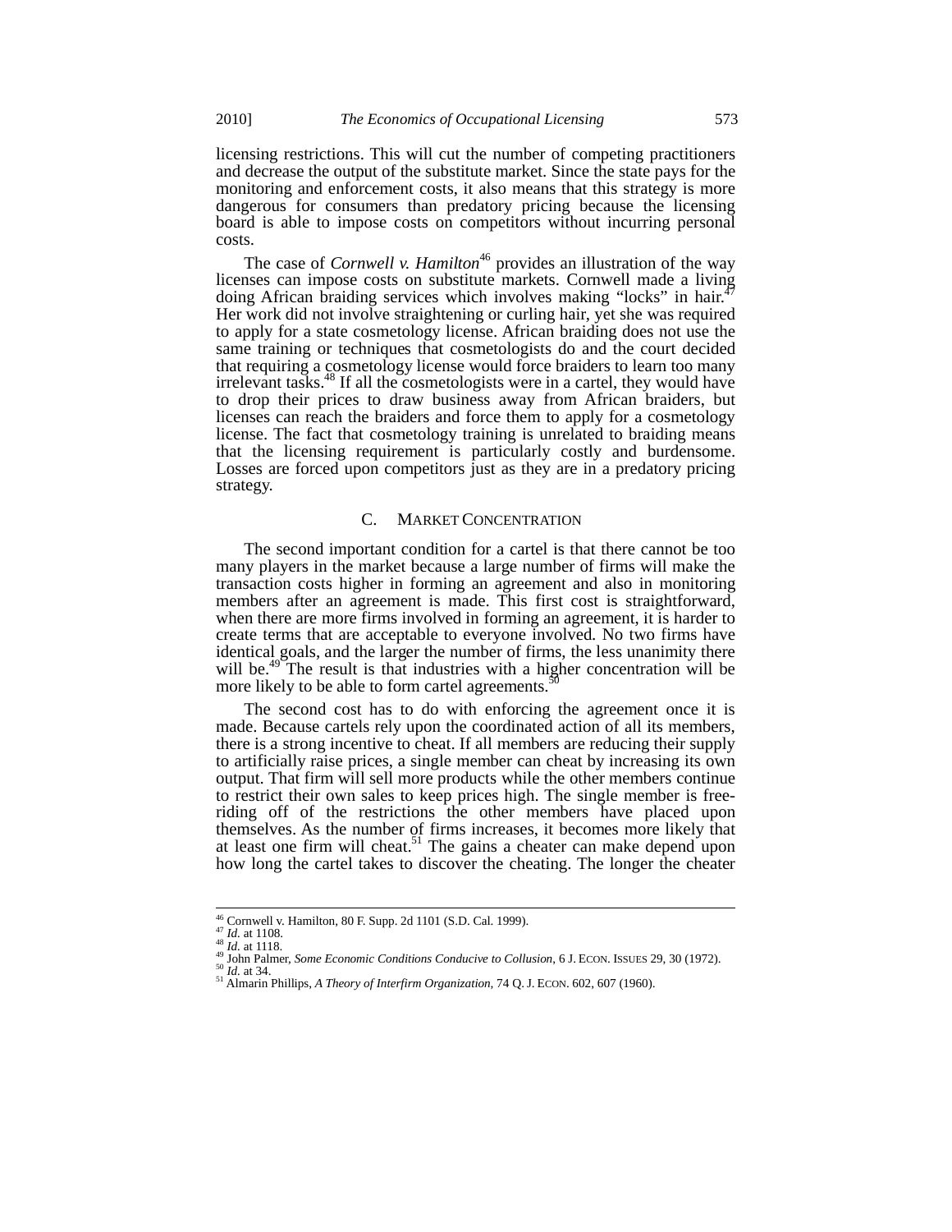licensing restrictions. This will cut the number of competing practitioners and decrease the output of the substitute market. Since the state pays for the monitoring and enforcement costs, it also means that this strategy is more dangerous for consumers than predatory pricing because the licensing board is able to impose costs on competitors without incurring personal costs.

The case of *Cornwell v. Hamilton*[46] provides an illustration of the way licenses can impose costs on substitute markets. Cornwell made a living doing African braiding services which involves making "locks" in hair.[47] Her work did not involve straightening or curling hair, yet she was required to apply for a state cosmetology license. African braiding does not use the same training or techniques that cosmetologists do and the court decided that requiring a cosmetology license would force braiders to learn too many irrelevant tasks.[48] If all the cosmetologists were in a cartel, they would have to drop their prices to draw business away from African braiders, but licenses can reach the braiders and force them to apply for a cosmetology license. The fact that cosmetology training is unrelated to braiding means that the licensing requirement is particularly costly and burdensome. Losses are forced upon competitors just as they are in a predatory pricing strategy.

### C. MARKET CONCENTRATION

The second important condition for a cartel is that there cannot be too many players in the market because a large number of firms will make the transaction costs higher in forming an agreement and also in monitoring members after an agreement is made. This first cost is straightforward, when there are more firms involved in forming an agreement, it is harder to create terms that are acceptable to everyone involved. No two firms have identical goals, and the larger the number of firms, the less unanimity there will be.[49] The result is that industries with a higher concentration will be more likely to be able to form cartel agreements.[50]

The second cost has to do with enforcing the agreement once it is made. Because cartels rely upon the coordinated action of all its members, there is a strong incentive to cheat. If all members are reducing their supply to artificially raise prices, a single member can cheat by increasing its own output. That firm will sell more products while the other members continue to restrict their own sales to keep prices high. The single member is free-riding off of the restrictions the other members have placed upon themselves. As the number of firms increases, it becomes more likely that at least one firm will cheat.[51] The gains a cheater can make depend upon how long the cartel takes to discover the cheating. The longer the cheater

---

[46] Cornwell v. Hamilton, 80 F. Supp. 2d 1101 (S.D. Cal. 1999).
[47] *Id.* at 1108.
[48] *Id.* at 1118.
[49] John Palmer, *Some Economic Conditions Conducive to Collusion*, 6 J. ECON. ISSUES 29, 30 (1972).
[50] *Id.* at 34.
[51] Almarin Phillips, *A Theory of Interfirm Organization*, 74 Q. J. ECON. 602, 607 (1960).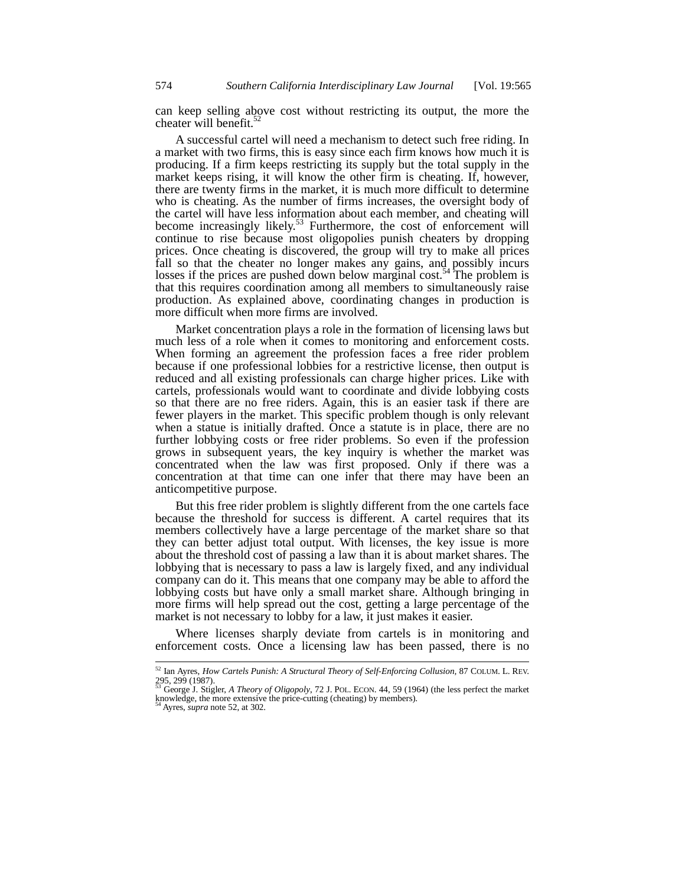can keep selling above cost without restricting its output, the more the cheater will benefit.[52]

A successful cartel will need a mechanism to detect such free riding. In a market with two firms, this is easy since each firm knows how much it is producing. If a firm keeps restricting its supply but the total supply in the market keeps rising, it will know the other firm is cheating. If, however, there are twenty firms in the market, it is much more difficult to determine who is cheating. As the number of firms increases, the oversight body of the cartel will have less information about each member, and cheating will become increasingly likely.[53] Furthermore, the cost of enforcement will continue to rise because most oligopolies punish cheaters by dropping prices. Once cheating is discovered, the group will try to make all prices fall so that the cheater no longer makes any gains, and possibly incurs losses if the prices are pushed down below marginal cost.[54] The problem is that this requires coordination among all members to simultaneously raise production. As explained above, coordinating changes in production is more difficult when more firms are involved.

Market concentration plays a role in the formation of licensing laws but much less of a role when it comes to monitoring and enforcement costs. When forming an agreement the profession faces a free rider problem because if one professional lobbies for a restrictive license, then output is reduced and all existing professionals can charge higher prices. Like with cartels, professionals would want to coordinate and divide lobbying costs so that there are no free riders. Again, this is an easier task if there are fewer players in the market. This specific problem though is only relevant when a statue is initially drafted. Once a statute is in place, there are no further lobbying costs or free rider problems. So even if the profession grows in subsequent years, the key inquiry is whether the market was concentrated when the law was first proposed. Only if there was a concentration at that time can one infer that there may have been an anticompetitive purpose.

But this free rider problem is slightly different from the one cartels face because the threshold for success is different. A cartel requires that its members collectively have a large percentage of the market share so that they can better adjust total output. With licenses, the key issue is more about the threshold cost of passing a law than it is about market shares. The lobbying that is necessary to pass a law is largely fixed, and any individual company can do it. This means that one company may be able to afford the lobbying costs but have only a small market share. Although bringing in more firms will help spread out the cost, getting a large percentage of the market is not necessary to lobby for a law, it just makes it easier.

Where licenses sharply deviate from cartels is in monitoring and enforcement costs. Once a licensing law has been passed, there is no

---

[52] Ian Ayres, *How Cartels Punish: A Structural Theory of Self-Enforcing Collusion*, 87 COLUM. L. REV. 295, 299 (1987).

[53] George J. Stigler, *A Theory of Oligopoly*, 72 J. POL. ECON. 44, 59 (1964) (the less perfect the market knowledge, the more extensive the price-cutting (cheating) by members).

[54] Ayres, *supra* note 52, at 302.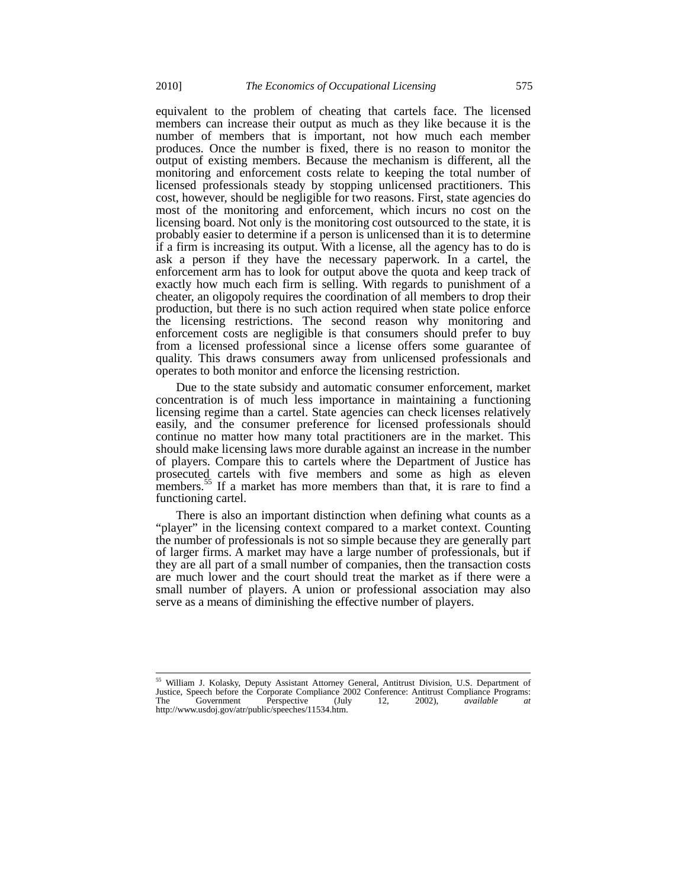equivalent to the problem of cheating that cartels face. The licensed members can increase their output as much as they like because it is the number of members that is important, not how much each member produces. Once the number is fixed, there is no reason to monitor the output of existing members. Because the mechanism is different, all the monitoring and enforcement costs relate to keeping the total number of licensed professionals steady by stopping unlicensed practitioners. This cost, however, should be negligible for two reasons. First, state agencies do most of the monitoring and enforcement, which incurs no cost on the licensing board. Not only is the monitoring cost outsourced to the state, it is probably easier to determine if a person is unlicensed than it is to determine if a firm is increasing its output. With a license, all the agency has to do is ask a person if they have the necessary paperwork. In a cartel, the enforcement arm has to look for output above the quota and keep track of exactly how much each firm is selling. With regards to punishment of a cheater, an oligopoly requires the coordination of all members to drop their production, but there is no such action required when state police enforce the licensing restrictions. The second reason why monitoring and enforcement costs are negligible is that consumers should prefer to buy from a licensed professional since a license offers some guarantee of quality. This draws consumers away from unlicensed professionals and operates to both monitor and enforce the licensing restriction.

Due to the state subsidy and automatic consumer enforcement, market concentration is of much less importance in maintaining a functioning licensing regime than a cartel. State agencies can check licenses relatively easily, and the consumer preference for licensed professionals should continue no matter how many total practitioners are in the market. This should make licensing laws more durable against an increase in the number of players. Compare this to cartels where the Department of Justice has prosecuted cartels with five members and some as high as eleven members.[55] If a market has more members than that, it is rare to find a functioning cartel.

There is also an important distinction when defining what counts as a "player" in the licensing context compared to a market context. Counting the number of professionals is not so simple because they are generally part of larger firms. A market may have a large number of professionals, but if they are all part of a small number of companies, then the transaction costs are much lower and the court should treat the market as if there were a small number of players. A union or professional association may also serve as a means of diminishing the effective number of players.

---

[55] William J. Kolasky, Deputy Assistant Attorney General, Antitrust Division, U.S. Department of Justice, Speech before the Corporate Compliance 2002 Conference: Antitrust Compliance Programs: The Government Perspective (July 12, 2002), *available at* http://www.usdoj.gov/atr/public/speeches/11534.htm.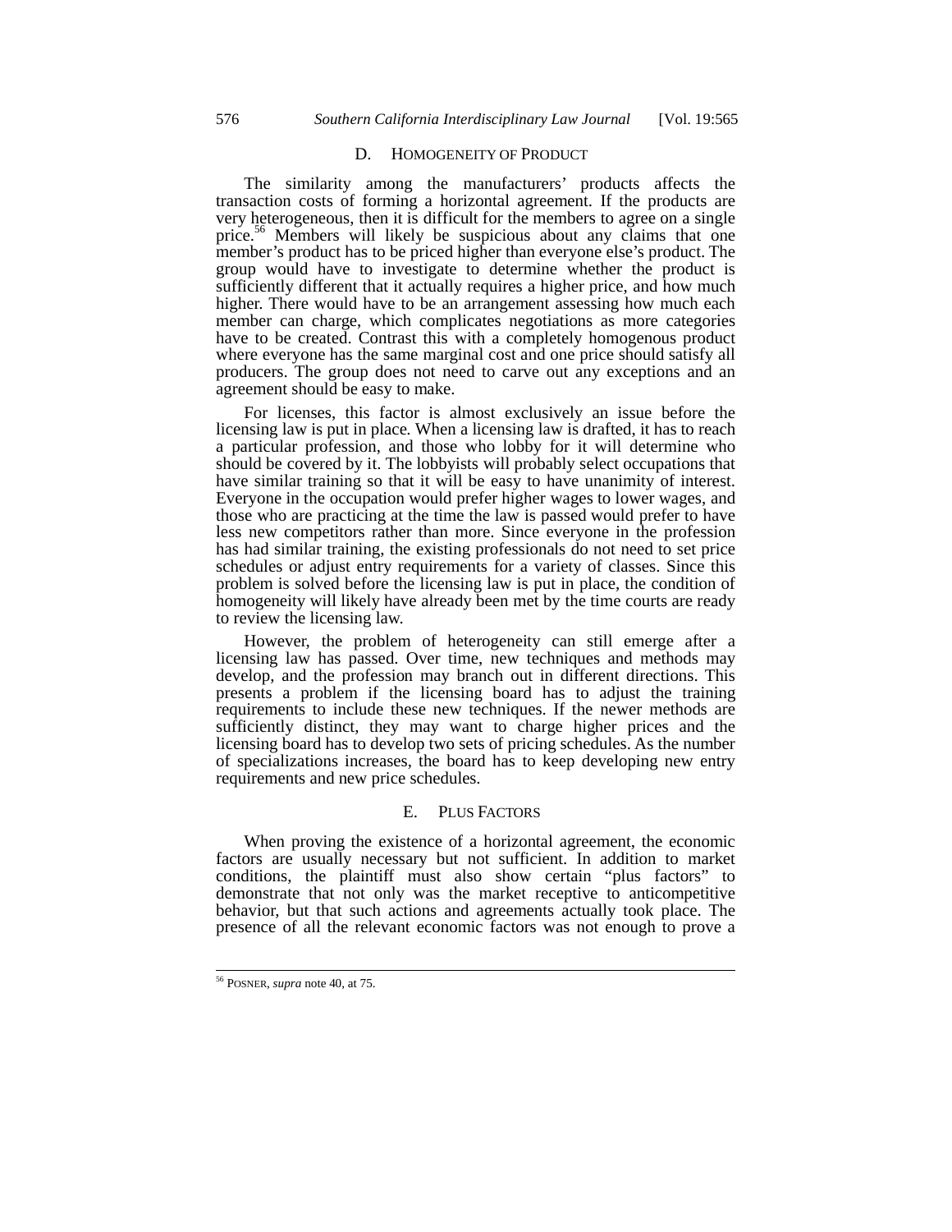### D. HOMOGENEITY OF PRODUCT

The similarity among the manufacturers' products affects the transaction costs of forming a horizontal agreement. If the products are very heterogeneous, then it is difficult for the members to agree on a single price.[56] Members will likely be suspicious about any claims that one member's product has to be priced higher than everyone else's product. The group would have to investigate to determine whether the product is sufficiently different that it actually requires a higher price, and how much higher. There would have to be an arrangement assessing how much each member can charge, which complicates negotiations as more categories have to be created. Contrast this with a completely homogenous product where everyone has the same marginal cost and one price should satisfy all producers. The group does not need to carve out any exceptions and an agreement should be easy to make.

For licenses, this factor is almost exclusively an issue before the licensing law is put in place. When a licensing law is drafted, it has to reach a particular profession, and those who lobby for it will determine who should be covered by it. The lobbyists will probably select occupations that have similar training so that it will be easy to have unanimity of interest. Everyone in the occupation would prefer higher wages to lower wages, and those who are practicing at the time the law is passed would prefer to have less new competitors rather than more. Since everyone in the profession has had similar training, the existing professionals do not need to set price schedules or adjust entry requirements for a variety of classes. Since this problem is solved before the licensing law is put in place, the condition of homogeneity will likely have already been met by the time courts are ready to review the licensing law.

However, the problem of heterogeneity can still emerge after a licensing law has passed. Over time, new techniques and methods may develop, and the profession may branch out in different directions. This presents a problem if the licensing board has to adjust the training requirements to include these new techniques. If the newer methods are sufficiently distinct, they may want to charge higher prices and the licensing board has to develop two sets of pricing schedules. As the number of specializations increases, the board has to keep developing new entry requirements and new price schedules.

### E. PLUS FACTORS

When proving the existence of a horizontal agreement, the economic factors are usually necessary but not sufficient. In addition to market conditions, the plaintiff must also show certain "plus factors" to demonstrate that not only was the market receptive to anticompetitive behavior, but that such actions and agreements actually took place. The presence of all the relevant economic factors was not enough to prove a

---

[56] POSNER, *supra* note 40, at 75.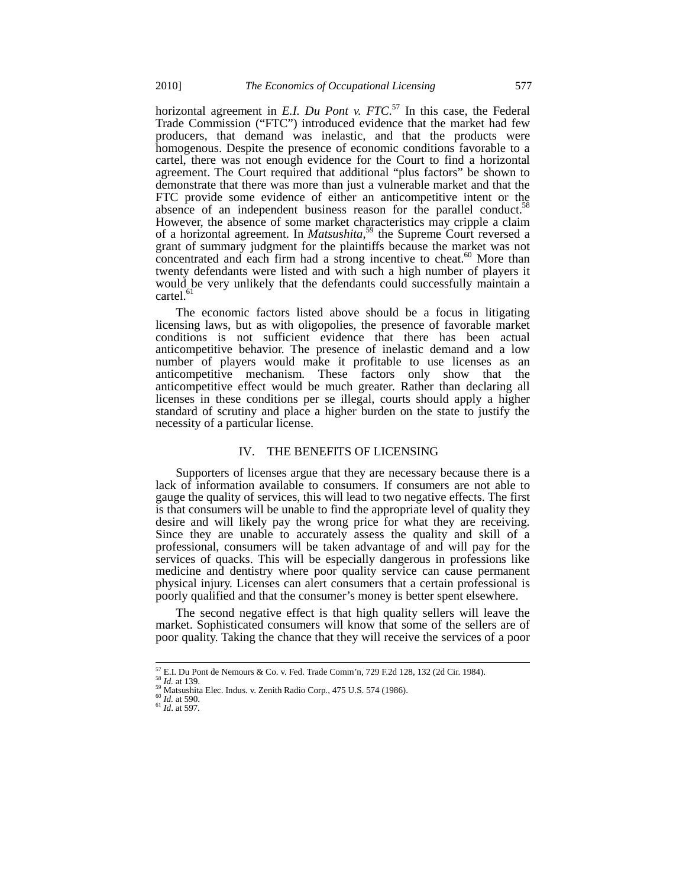horizontal agreement in *E.I. Du Pont v. FTC*.[57] In this case, the Federal Trade Commission ("FTC") introduced evidence that the market had few producers, that demand was inelastic, and that the products were homogenous. Despite the presence of economic conditions favorable to a cartel, there was not enough evidence for the Court to find a horizontal agreement. The Court required that additional "plus factors" be shown to demonstrate that there was more than just a vulnerable market and that the FTC provide some evidence of either an anticompetitive intent or the absence of an independent business reason for the parallel conduct.[58] However, the absence of some market characteristics may cripple a claim of a horizontal agreement. In *Matsushita*,[59] the Supreme Court reversed a grant of summary judgment for the plaintiffs because the market was not concentrated and each firm had a strong incentive to cheat.[60] More than twenty defendants were listed and with such a high number of players it would be very unlikely that the defendants could successfully maintain a cartel.[61]

The economic factors listed above should be a focus in litigating licensing laws, but as with oligopolies, the presence of favorable market conditions is not sufficient evidence that there has been actual anticompetitive behavior. The presence of inelastic demand and a low number of players would make it profitable to use licenses as an anticompetitive mechanism. These factors only show that the anticompetitive effect would be much greater. Rather than declaring all licenses in these conditions per se illegal, courts should apply a higher standard of scrutiny and place a higher burden on the state to justify the necessity of a particular license.

## IV. THE BENEFITS OF LICENSING

Supporters of licenses argue that they are necessary because there is a lack of information available to consumers. If consumers are not able to gauge the quality of services, this will lead to two negative effects. The first is that consumers will be unable to find the appropriate level of quality they desire and will likely pay the wrong price for what they are receiving. Since they are unable to accurately assess the quality and skill of a professional, consumers will be taken advantage of and will pay for the services of quacks. This will be especially dangerous in professions like medicine and dentistry where poor quality service can cause permanent physical injury. Licenses can alert consumers that a certain professional is poorly qualified and that the consumer's money is better spent elsewhere.

The second negative effect is that high quality sellers will leave the market. Sophisticated consumers will know that some of the sellers are of poor quality. Taking the chance that they will receive the services of a poor

---

[57] E.I. Du Pont de Nemours & Co. v. Fed. Trade Comm'n, 729 F.2d 128, 132 (2d Cir. 1984).
[58] *Id.* at 139.
[59] Matsushita Elec. Indus. v. Zenith Radio Corp., 475 U.S. 574 (1986).
[60] *Id.* at 590.
[61] *Id*. at 597.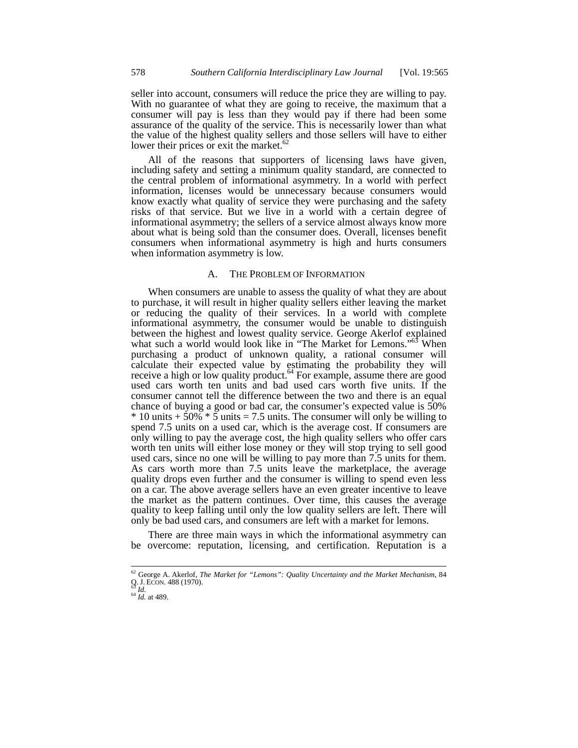seller into account, consumers will reduce the price they are willing to pay. With no guarantee of what they are going to receive, the maximum that a consumer will pay is less than they would pay if there had been some assurance of the quality of the service. This is necessarily lower than what the value of the highest quality sellers and those sellers will have to either lower their prices or exit the market.[62]

All of the reasons that supporters of licensing laws have given, including safety and setting a minimum quality standard, are connected to the central problem of informational asymmetry. In a world with perfect information, licenses would be unnecessary because consumers would know exactly what quality of service they were purchasing and the safety risks of that service. But we live in a world with a certain degree of informational asymmetry; the sellers of a service almost always know more about what is being sold than the consumer does. Overall, licenses benefit consumers when informational asymmetry is high and hurts consumers when information asymmetry is low.

### A. The Problem of Information

When consumers are unable to assess the quality of what they are about to purchase, it will result in higher quality sellers either leaving the market or reducing the quality of their services. In a world with complete informational asymmetry, the consumer would be unable to distinguish between the highest and lowest quality service. George Akerlof explained what such a world would look like in "The Market for Lemons."[63] When purchasing a product of unknown quality, a rational consumer will calculate their expected value by estimating the probability they will receive a high or low quality product.[64] For example, assume there are good used cars worth ten units and bad used cars worth five units. If the consumer cannot tell the difference between the two and there is an equal chance of buying a good or bad car, the consumer's expected value is 50% * 10 units + 50% * 5 units = 7.5 units. The consumer will only be willing to spend 7.5 units on a used car, which is the average cost. If consumers are only willing to pay the average cost, the high quality sellers who offer cars worth ten units will either lose money or they will stop trying to sell good used cars, since no one will be willing to pay more than 7.5 units for them. As cars worth more than 7.5 units leave the marketplace, the average quality drops even further and the consumer is willing to spend even less on a car. The above average sellers have an even greater incentive to leave the market as the pattern continues. Over time, this causes the average quality to keep falling until only the low quality sellers are left. There will only be bad used cars, and consumers are left with a market for lemons.

There are three main ways in which the informational asymmetry can be overcome: reputation, licensing, and certification. Reputation is a

---

[62] George A. Akerlof, *The Market for "Lemons": Quality Uncertainty and the Market Mechanism*, 84 Q. J. ECON. 488 (1970).

[63] *Id.*

[64] *Id.* at 489.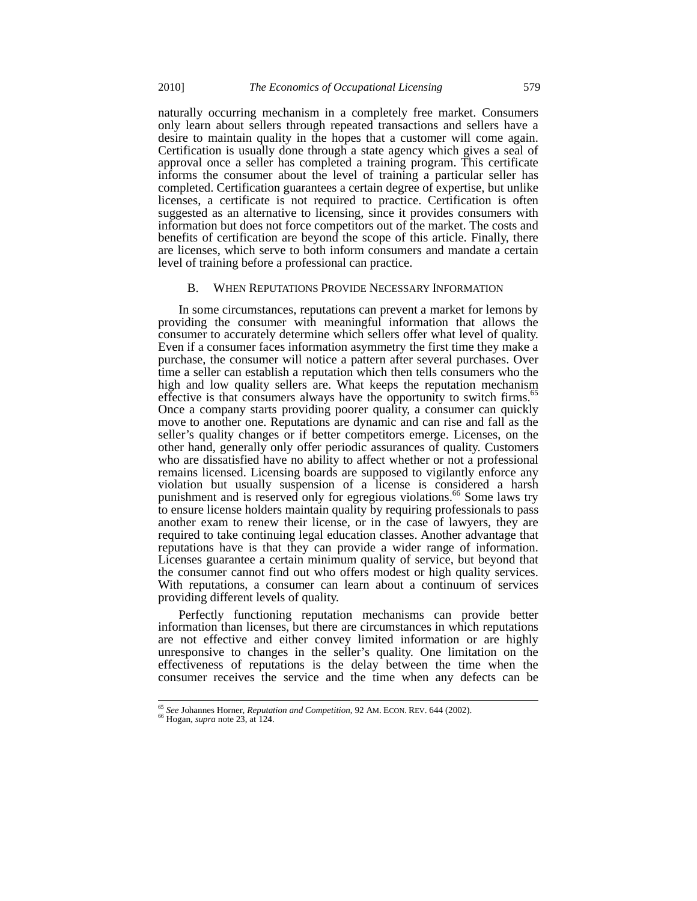naturally occurring mechanism in a completely free market. Consumers only learn about sellers through repeated transactions and sellers have a desire to maintain quality in the hopes that a customer will come again. Certification is usually done through a state agency which gives a seal of approval once a seller has completed a training program. This certificate informs the consumer about the level of training a particular seller has completed. Certification guarantees a certain degree of expertise, but unlike licenses, a certificate is not required to practice. Certification is often suggested as an alternative to licensing, since it provides consumers with information but does not force competitors out of the market. The costs and benefits of certification are beyond the scope of this article. Finally, there are licenses, which serve to both inform consumers and mandate a certain level of training before a professional can practice.

### B. When Reputations Provide Necessary Information

In some circumstances, reputations can prevent a market for lemons by providing the consumer with meaningful information that allows the consumer to accurately determine which sellers offer what level of quality. Even if a consumer faces information asymmetry the first time they make a purchase, the consumer will notice a pattern after several purchases. Over time a seller can establish a reputation which then tells consumers who the high and low quality sellers are. What keeps the reputation mechanism effective is that consumers always have the opportunity to switch firms.[65] Once a company starts providing poorer quality, a consumer can quickly move to another one. Reputations are dynamic and can rise and fall as the seller's quality changes or if better competitors emerge. Licenses, on the other hand, generally only offer periodic assurances of quality. Customers who are dissatisfied have no ability to affect whether or not a professional remains licensed. Licensing boards are supposed to vigilantly enforce any violation but usually suspension of a license is considered a harsh punishment and is reserved only for egregious violations.[66] Some laws try to ensure license holders maintain quality by requiring professionals to pass another exam to renew their license, or in the case of lawyers, they are required to take continuing legal education classes. Another advantage that reputations have is that they can provide a wider range of information. Licenses guarantee a certain minimum quality of service, but beyond that the consumer cannot find out who offers modest or high quality services. With reputations, a consumer can learn about a continuum of services providing different levels of quality.

Perfectly functioning reputation mechanisms can provide better information than licenses, but there are circumstances in which reputations are not effective and either convey limited information or are highly unresponsive to changes in the seller's quality. One limitation on the effectiveness of reputations is the delay between the time when the consumer receives the service and the time when any defects can be

---

[65] *See* Johannes Horner, *Reputation and Competition*, 92 AM. ECON. REV. 644 (2002).

[66] Hogan, *supra* note 23, at 124.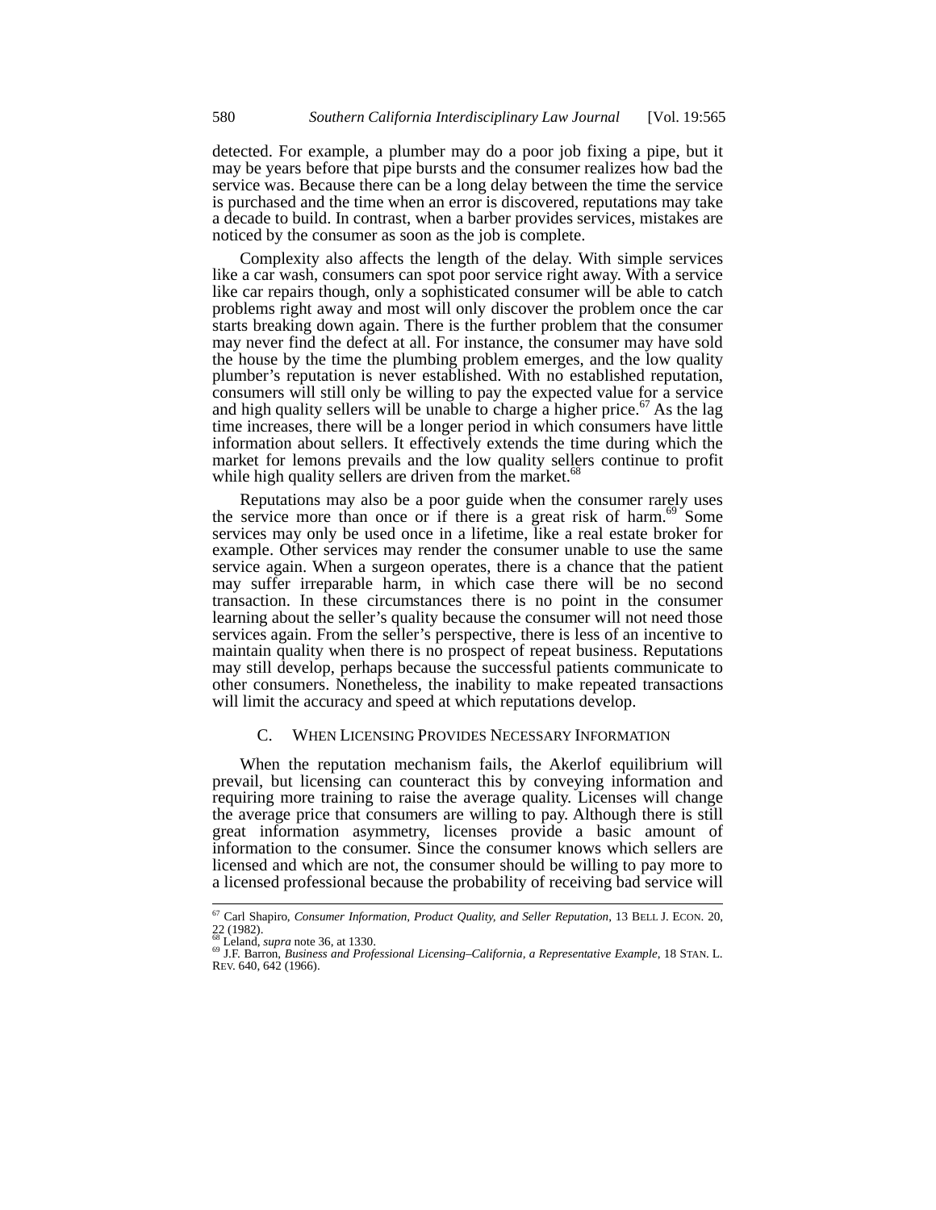detected. For example, a plumber may do a poor job fixing a pipe, but it may be years before that pipe bursts and the consumer realizes how bad the service was. Because there can be a long delay between the time the service is purchased and the time when an error is discovered, reputations may take a decade to build. In contrast, when a barber provides services, mistakes are noticed by the consumer as soon as the job is complete.

Complexity also affects the length of the delay. With simple services like a car wash, consumers can spot poor service right away. With a service like car repairs though, only a sophisticated consumer will be able to catch problems right away and most will only discover the problem once the car starts breaking down again. There is the further problem that the consumer may never find the defect at all. For instance, the consumer may have sold the house by the time the plumbing problem emerges, and the low quality plumber's reputation is never established. With no established reputation, consumers will still only be willing to pay the expected value for a service and high quality sellers will be unable to charge a higher price.[67] As the lag time increases, there will be a longer period in which consumers have little information about sellers. It effectively extends the time during which the market for lemons prevails and the low quality sellers continue to profit while high quality sellers are driven from the market.[68]

Reputations may also be a poor guide when the consumer rarely uses the service more than once or if there is a great risk of harm.[69] Some services may only be used once in a lifetime, like a real estate broker for example. Other services may render the consumer unable to use the same service again. When a surgeon operates, there is a chance that the patient may suffer irreparable harm, in which case there will be no second transaction. In these circumstances there is no point in the consumer learning about the seller's quality because the consumer will not need those services again. From the seller's perspective, there is less of an incentive to maintain quality when there is no prospect of repeat business. Reputations may still develop, perhaps because the successful patients communicate to other consumers. Nonetheless, the inability to make repeated transactions will limit the accuracy and speed at which reputations develop.

### C. When Licensing Provides Necessary Information

When the reputation mechanism fails, the Akerlof equilibrium will prevail, but licensing can counteract this by conveying information and requiring more training to raise the average quality. Licenses will change the average price that consumers are willing to pay. Although there is still great information asymmetry, licenses provide a basic amount of information to the consumer. Since the consumer knows which sellers are licensed and which are not, the consumer should be willing to pay more to a licensed professional because the probability of receiving bad service will

---

[67] Carl Shapiro, *Consumer Information, Product Quality, and Seller Reputation*, 13 BELL J. ECON. 20, 22 (1982).

[68] Leland, *supra* note 36, at 1330.

[69] J.F. Barron, *Business and Professional Licensing–California, a Representative Example*, 18 STAN. L. REV. 640, 642 (1966).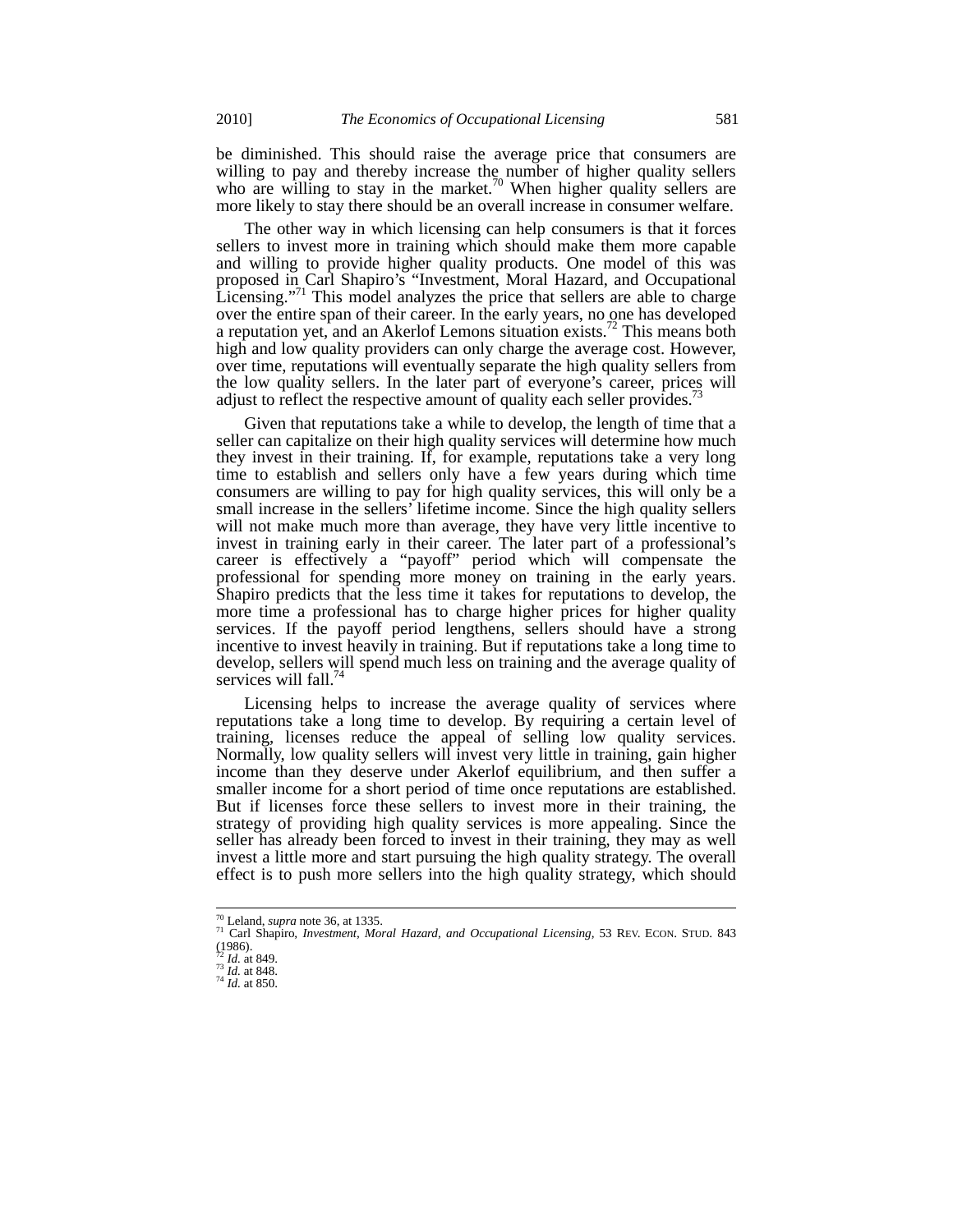be diminished. This should raise the average price that consumers are willing to pay and thereby increase the number of higher quality sellers who are willing to stay in the market.[70] When higher quality sellers are more likely to stay there should be an overall increase in consumer welfare.

The other way in which licensing can help consumers is that it forces sellers to invest more in training which should make them more capable and willing to provide higher quality products. One model of this was proposed in Carl Shapiro's "Investment, Moral Hazard, and Occupational Licensing."[71] This model analyzes the price that sellers are able to charge over the entire span of their career. In the early years, no one has developed a reputation yet, and an Akerlof Lemons situation exists.[72] This means both high and low quality providers can only charge the average cost. However, over time, reputations will eventually separate the high quality sellers from the low quality sellers. In the later part of everyone's career, prices will adjust to reflect the respective amount of quality each seller provides.[73]

Given that reputations take a while to develop, the length of time that a seller can capitalize on their high quality services will determine how much they invest in their training. If, for example, reputations take a very long time to establish and sellers only have a few years during which time consumers are willing to pay for high quality services, this will only be a small increase in the sellers' lifetime income. Since the high quality sellers will not make much more than average, they have very little incentive to invest in training early in their career. The later part of a professional's career is effectively a "payoff" period which will compensate the professional for spending more money on training in the early years. Shapiro predicts that the less time it takes for reputations to develop, the more time a professional has to charge higher prices for higher quality services. If the payoff period lengthens, sellers should have a strong incentive to invest heavily in training. But if reputations take a long time to develop, sellers will spend much less on training and the average quality of services will fall.[74]

Licensing helps to increase the average quality of services where reputations take a long time to develop. By requiring a certain level of training, licenses reduce the appeal of selling low quality services. Normally, low quality sellers will invest very little in training, gain higher income than they deserve under Akerlof equilibrium, and then suffer a smaller income for a short period of time once reputations are established. But if licenses force these sellers to invest more in their training, the strategy of providing high quality services is more appealing. Since the seller has already been forced to invest in their training, they may as well invest a little more and start pursuing the high quality strategy. The overall effect is to push more sellers into the high quality strategy, which should

---

[70] Leland, *supra* note 36, at 1335.

[71] Carl Shapiro, *Investment, Moral Hazard, and Occupational Licensing,* 53 REV. ECON. STUD. 843 (1986).

[72] *Id.* at 849.

[73] *Id.* at 848.

[74] *Id.* at 850.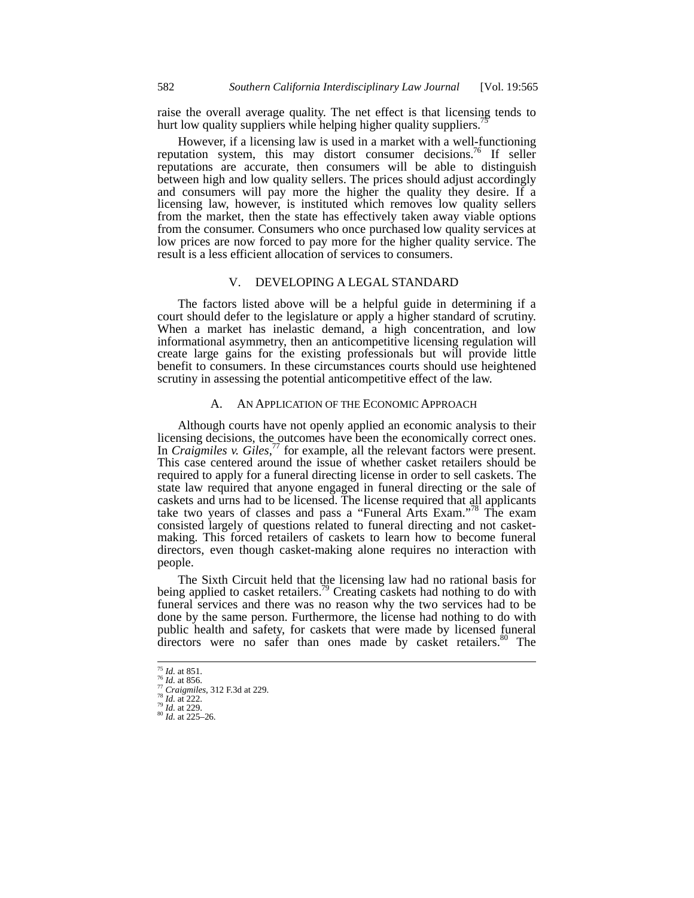raise the overall average quality. The net effect is that licensing tends to hurt low quality suppliers while helping higher quality suppliers.[75]

However, if a licensing law is used in a market with a well-functioning reputation system, this may distort consumer decisions.[76] If seller reputations are accurate, then consumers will be able to distinguish between high and low quality sellers. The prices should adjust accordingly and consumers will pay more the higher the quality they desire. If a licensing law, however, is instituted which removes low quality sellers from the market, then the state has effectively taken away viable options from the consumer. Consumers who once purchased low quality services at low prices are now forced to pay more for the higher quality service. The result is a less efficient allocation of services to consumers.

## V. DEVELOPING A LEGAL STANDARD

The factors listed above will be a helpful guide in determining if a court should defer to the legislature or apply a higher standard of scrutiny. When a market has inelastic demand, a high concentration, and low informational asymmetry, then an anticompetitive licensing regulation will create large gains for the existing professionals but will provide little benefit to consumers. In these circumstances courts should use heightened scrutiny in assessing the potential anticompetitive effect of the law.

### A. AN APPLICATION OF THE ECONOMIC APPROACH

Although courts have not openly applied an economic analysis to their licensing decisions, the outcomes have been the economically correct ones. In *Craigmiles v. Giles*,[77] for example, all the relevant factors were present. This case centered around the issue of whether casket retailers should be required to apply for a funeral directing license in order to sell caskets. The state law required that anyone engaged in funeral directing or the sale of caskets and urns had to be licensed. The license required that all applicants take two years of classes and pass a "Funeral Arts Exam."[78] The exam consisted largely of questions related to funeral directing and not casket-making. This forced retailers of caskets to learn how to become funeral directors, even though casket-making alone requires no interaction with people.

The Sixth Circuit held that the licensing law had no rational basis for being applied to casket retailers.[79] Creating caskets had nothing to do with funeral services and there was no reason why the two services had to be done by the same person. Furthermore, the license had nothing to do with public health and safety, for caskets that were made by licensed funeral directors were no safer than ones made by casket retailers.[80] The

---

[75] *Id.* at 851.
[76] *Id.* at 856.
[77] *Craigmiles*, 312 F.3d at 229.
[78] *Id.* at 222.
[79] *Id.* at 229.
[80] *Id.* at 225–26.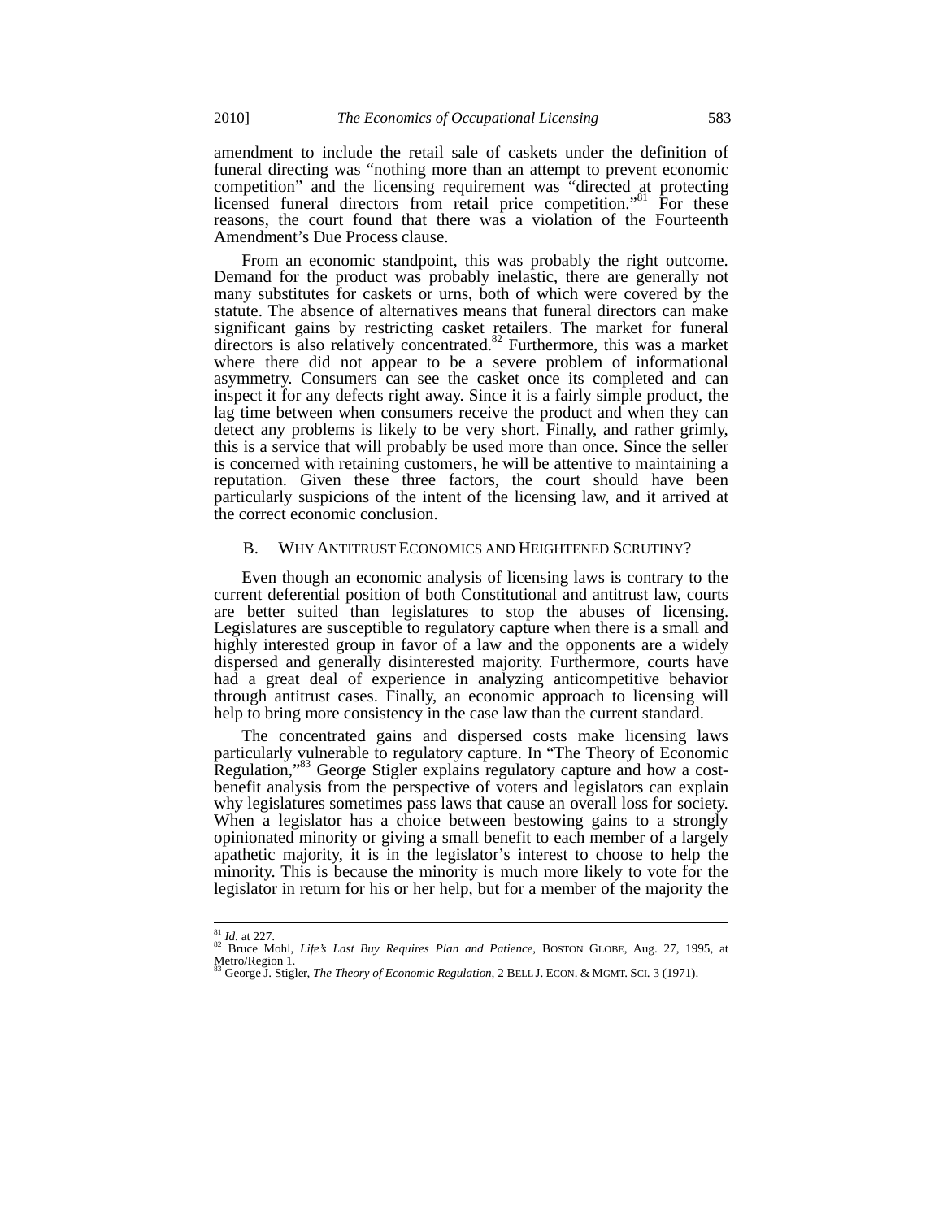amendment to include the retail sale of caskets under the definition of funeral directing was "nothing more than an attempt to prevent economic competition" and the licensing requirement was "directed at protecting licensed funeral directors from retail price competition."[81] For these reasons, the court found that there was a violation of the Fourteenth Amendment's Due Process clause.

From an economic standpoint, this was probably the right outcome. Demand for the product was probably inelastic, there are generally not many substitutes for caskets or urns, both of which were covered by the statute. The absence of alternatives means that funeral directors can make significant gains by restricting casket retailers. The market for funeral directors is also relatively concentrated.[82] Furthermore, this was a market where there did not appear to be a severe problem of informational asymmetry. Consumers can see the casket once its completed and can inspect it for any defects right away. Since it is a fairly simple product, the lag time between when consumers receive the product and when they can detect any problems is likely to be very short. Finally, and rather grimly, this is a service that will probably be used more than once. Since the seller is concerned with retaining customers, he will be attentive to maintaining a reputation. Given these three factors, the court should have been particularly suspicions of the intent of the licensing law, and it arrived at the correct economic conclusion.

## B. Why Antitrust Economics and Heightened Scrutiny?

Even though an economic analysis of licensing laws is contrary to the current deferential position of both Constitutional and antitrust law, courts are better suited than legislatures to stop the abuses of licensing. Legislatures are susceptible to regulatory capture when there is a small and highly interested group in favor of a law and the opponents are a widely dispersed and generally disinterested majority. Furthermore, courts have had a great deal of experience in analyzing anticompetitive behavior through antitrust cases. Finally, an economic approach to licensing will help to bring more consistency in the case law than the current standard.

The concentrated gains and dispersed costs make licensing laws particularly vulnerable to regulatory capture. In "The Theory of Economic Regulation,"[83] George Stigler explains regulatory capture and how a cost-benefit analysis from the perspective of voters and legislators can explain why legislatures sometimes pass laws that cause an overall loss for society. When a legislator has a choice between bestowing gains to a strongly opinionated minority or giving a small benefit to each member of a largely apathetic majority, it is in the legislator's interest to choose to help the minority. This is because the minority is much more likely to vote for the legislator in return for his or her help, but for a member of the majority the

---

[81] *Id.* at 227.

[82] Bruce Mohl, *Life's Last Buy Requires Plan and Patience*, BOSTON GLOBE, Aug. 27, 1995, at Metro/Region 1.

[83] George J. Stigler, *The Theory of Economic Regulation*, 2 BELL J. ECON. & MGMT. SCI. 3 (1971).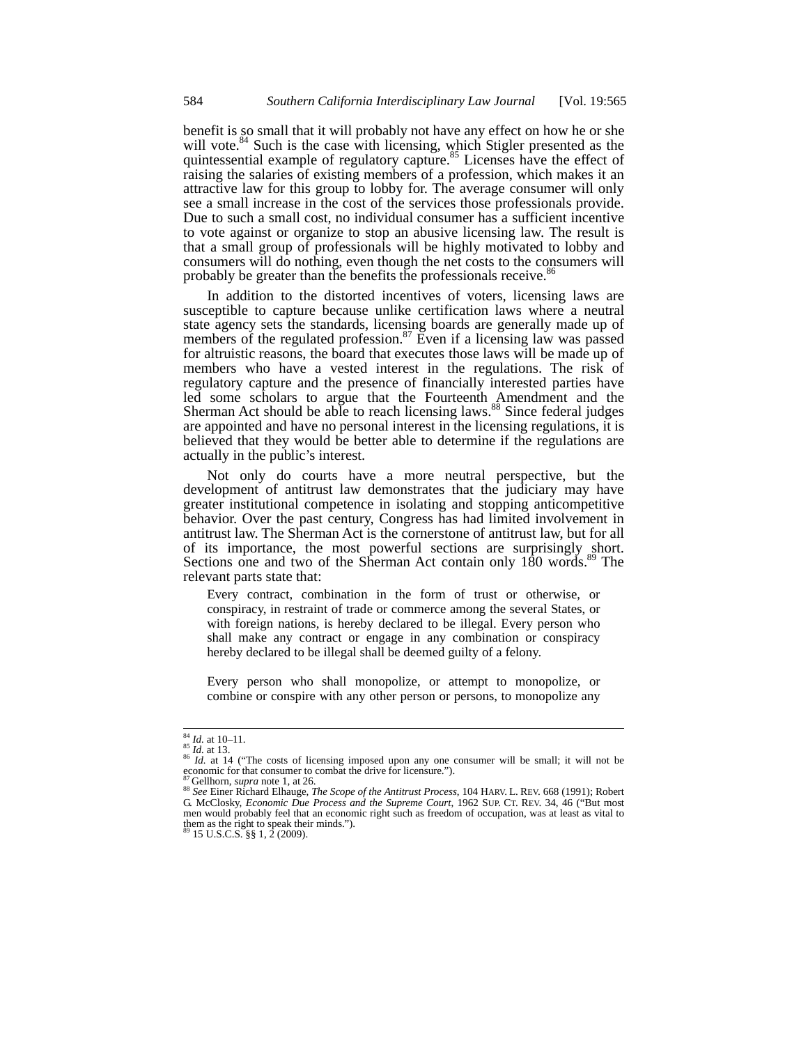benefit is so small that it will probably not have any effect on how he or she will vote.[84] Such is the case with licensing, which Stigler presented as the quintessential example of regulatory capture.[85] Licenses have the effect of raising the salaries of existing members of a profession, which makes it an attractive law for this group to lobby for. The average consumer will only see a small increase in the cost of the services those professionals provide. Due to such a small cost, no individual consumer has a sufficient incentive to vote against or organize to stop an abusive licensing law. The result is that a small group of professionals will be highly motivated to lobby and consumers will do nothing, even though the net costs to the consumers will probably be greater than the benefits the professionals receive.[86]

In addition to the distorted incentives of voters, licensing laws are susceptible to capture because unlike certification laws where a neutral state agency sets the standards, licensing boards are generally made up of members of the regulated profession.[87] Even if a licensing law was passed for altruistic reasons, the board that executes those laws will be made up of members who have a vested interest in the regulations. The risk of regulatory capture and the presence of financially interested parties have led some scholars to argue that the Fourteenth Amendment and the Sherman Act should be able to reach licensing laws.[88] Since federal judges are appointed and have no personal interest in the licensing regulations, it is believed that they would be better able to determine if the regulations are actually in the public's interest.

Not only do courts have a more neutral perspective, but the development of antitrust law demonstrates that the judiciary may have greater institutional competence in isolating and stopping anticompetitive behavior. Over the past century, Congress has had limited involvement in antitrust law. The Sherman Act is the cornerstone of antitrust law, but for all of its importance, the most powerful sections are surprisingly short. Sections one and two of the Sherman Act contain only 180 words.[89] The relevant parts state that:

> Every contract, combination in the form of trust or otherwise, or conspiracy, in restraint of trade or commerce among the several States, or with foreign nations, is hereby declared to be illegal. Every person who shall make any contract or engage in any combination or conspiracy hereby declared to be illegal shall be deemed guilty of a felony.
>
> Every person who shall monopolize, or attempt to monopolize, or combine or conspire with any other person or persons, to monopolize any

---

[84] *Id.* at 10–11.

[85] *Id.* at 13.

[86] *Id.* at 14 ("The costs of licensing imposed upon any one consumer will be small; it will not be economic for that consumer to combat the drive for licensure.").

[87] Gellhorn, *supra* note 1, at 26.

[88] *See* Einer Richard Elhauge, *The Scope of the Antitrust Process*, 104 HARV. L. REV. 668 (1991); Robert G. McClosky, *Economic Due Process and the Supreme Court*, 1962 SUP. CT. REV. 34, 46 ("But most men would probably feel that an economic right such as freedom of occupation, was at least as vital to them as the right to speak their minds.").

[89] 15 U.S.C.S. §§ 1, 2 (2009).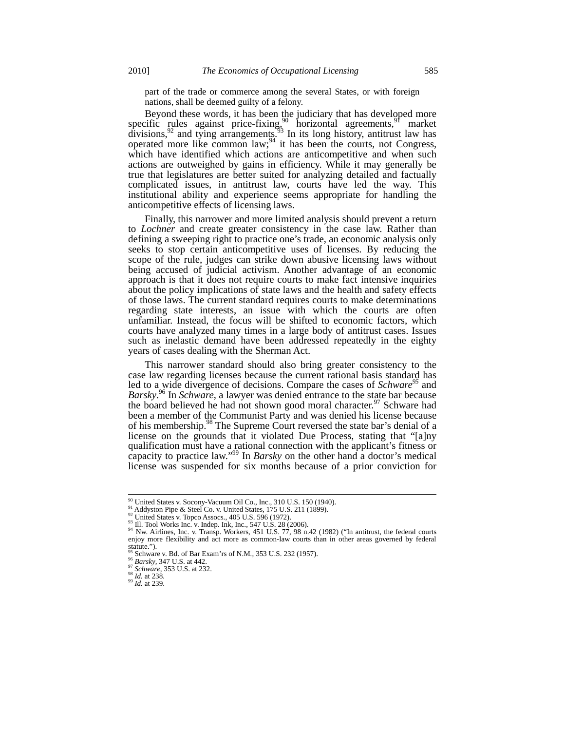part of the trade or commerce among the several States, or with foreign nations, shall be deemed guilty of a felony.

Beyond these words, it has been the judiciary that has developed more specific rules against price-fixing,[90] horizontal agreements,[91] market divisions,[92] and tying arrangements.[93] In its long history, antitrust law has operated more like common law;[94] it has been the courts, not Congress, which have identified which actions are anticompetitive and when such actions are outweighed by gains in efficiency. While it may generally be true that legislatures are better suited for analyzing detailed and factually complicated issues, in antitrust law, courts have led the way. This institutional ability and experience seems appropriate for handling the anticompetitive effects of licensing laws.

Finally, this narrower and more limited analysis should prevent a return to *Lochner* and create greater consistency in the case law. Rather than defining a sweeping right to practice one's trade, an economic analysis only seeks to stop certain anticompetitive uses of licenses. By reducing the scope of the rule, judges can strike down abusive licensing laws without being accused of judicial activism. Another advantage of an economic approach is that it does not require courts to make fact intensive inquiries about the policy implications of state laws and the health and safety effects of those laws. The current standard requires courts to make determinations regarding state interests, an issue with which the courts are often unfamiliar. Instead, the focus will be shifted to economic factors, which courts have analyzed many times in a large body of antitrust cases. Issues such as inelastic demand have been addressed repeatedly in the eighty years of cases dealing with the Sherman Act.

This narrower standard should also bring greater consistency to the case law regarding licenses because the current rational basis standard has led to a wide divergence of decisions. Compare the cases of *Schware*[95] and *Barsky*.[96] In *Schware*, a lawyer was denied entrance to the state bar because the board believed he had not shown good moral character.[97] Schware had been a member of the Communist Party and was denied his license because of his membership.[98] The Supreme Court reversed the state bar's denial of a license on the grounds that it violated Due Process, stating that "[a]ny qualification must have a rational connection with the applicant's fitness or capacity to practice law."[99] In *Barsky* on the other hand a doctor's medical license was suspended for six months because of a prior conviction for

---

[90] United States v. Socony-Vacuum Oil Co., Inc., 310 U.S. 150 (1940).

[91] Addyston Pipe & Steel Co. v. United States, 175 U.S. 211 (1899).

[92] United States v. Topco Assocs., 405 U.S. 596 (1972).

[93] Ill. Tool Works Inc. v. Indep. Ink, Inc., 547 U.S. 28 (2006).

[94] Nw. Airlines, Inc. v. Transp. Workers, 451 U.S. 77, 98 n.42 (1982) ("In antitrust, the federal courts enjoy more flexibility and act more as common-law courts than in other areas governed by federal statute.").

[95] Schware v. Bd. of Bar Exam'rs of N.M., 353 U.S. 232 (1957).

[96] *Barsky*, 347 U.S. at 442.

[97] *Schware*, 353 U.S. at 232.

[98] *Id.* at 238.

[99] *Id.* at 239.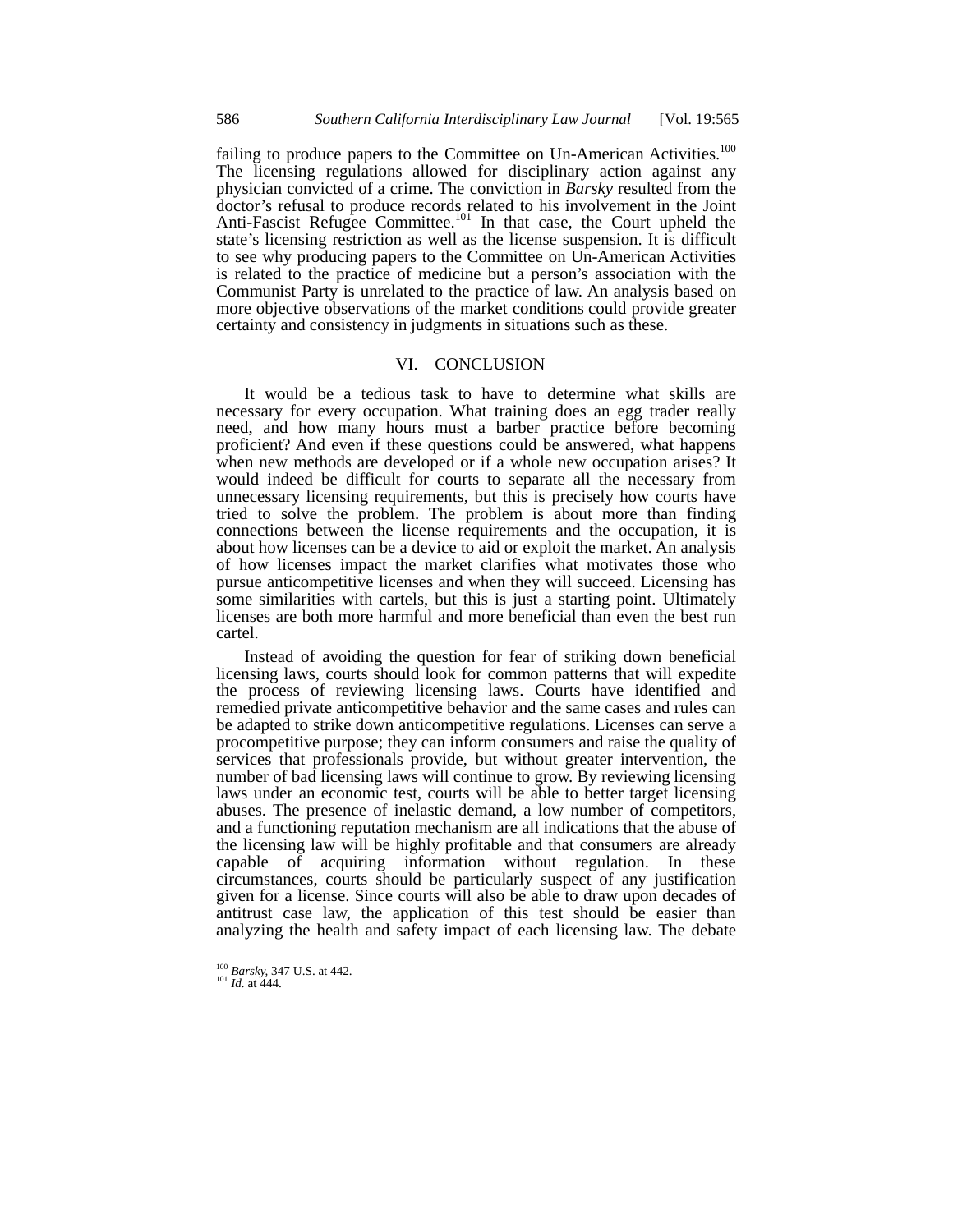failing to produce papers to the Committee on Un-American Activities.[100] The licensing regulations allowed for disciplinary action against any physician convicted of a crime. The conviction in *Barsky* resulted from the doctor's refusal to produce records related to his involvement in the Joint Anti-Fascist Refugee Committee.[101] In that case, the Court upheld the state's licensing restriction as well as the license suspension. It is difficult to see why producing papers to the Committee on Un-American Activities is related to the practice of medicine but a person's association with the Communist Party is unrelated to the practice of law. An analysis based on more objective observations of the market conditions could provide greater certainty and consistency in judgments in situations such as these.

## VI. CONCLUSION

It would be a tedious task to have to determine what skills are necessary for every occupation. What training does an egg trader really need, and how many hours must a barber practice before becoming proficient? And even if these questions could be answered, what happens when new methods are developed or if a whole new occupation arises? It would indeed be difficult for courts to separate all the necessary from unnecessary licensing requirements, but this is precisely how courts have tried to solve the problem. The problem is about more than finding connections between the license requirements and the occupation, it is about how licenses can be a device to aid or exploit the market. An analysis of how licenses impact the market clarifies what motivates those who pursue anticompetitive licenses and when they will succeed. Licensing has some similarities with cartels, but this is just a starting point. Ultimately licenses are both more harmful and more beneficial than even the best run cartel.

Instead of avoiding the question for fear of striking down beneficial licensing laws, courts should look for common patterns that will expedite the process of reviewing licensing laws. Courts have identified and remedied private anticompetitive behavior and the same cases and rules can be adapted to strike down anticompetitive regulations. Licenses can serve a procompetitive purpose; they can inform consumers and raise the quality of services that professionals provide, but without greater intervention, the number of bad licensing laws will continue to grow. By reviewing licensing laws under an economic test, courts will be able to better target licensing abuses. The presence of inelastic demand, a low number of competitors, and a functioning reputation mechanism are all indications that the abuse of the licensing law will be highly profitable and that consumers are already capable of acquiring information without regulation. In these circumstances, courts should be particularly suspect of any justification given for a license. Since courts will also be able to draw upon decades of antitrust case law, the application of this test should be easier than analyzing the health and safety impact of each licensing law. The debate

---

[100] *Barsky*, 347 U.S. at 442.
[101] *Id.* at 444.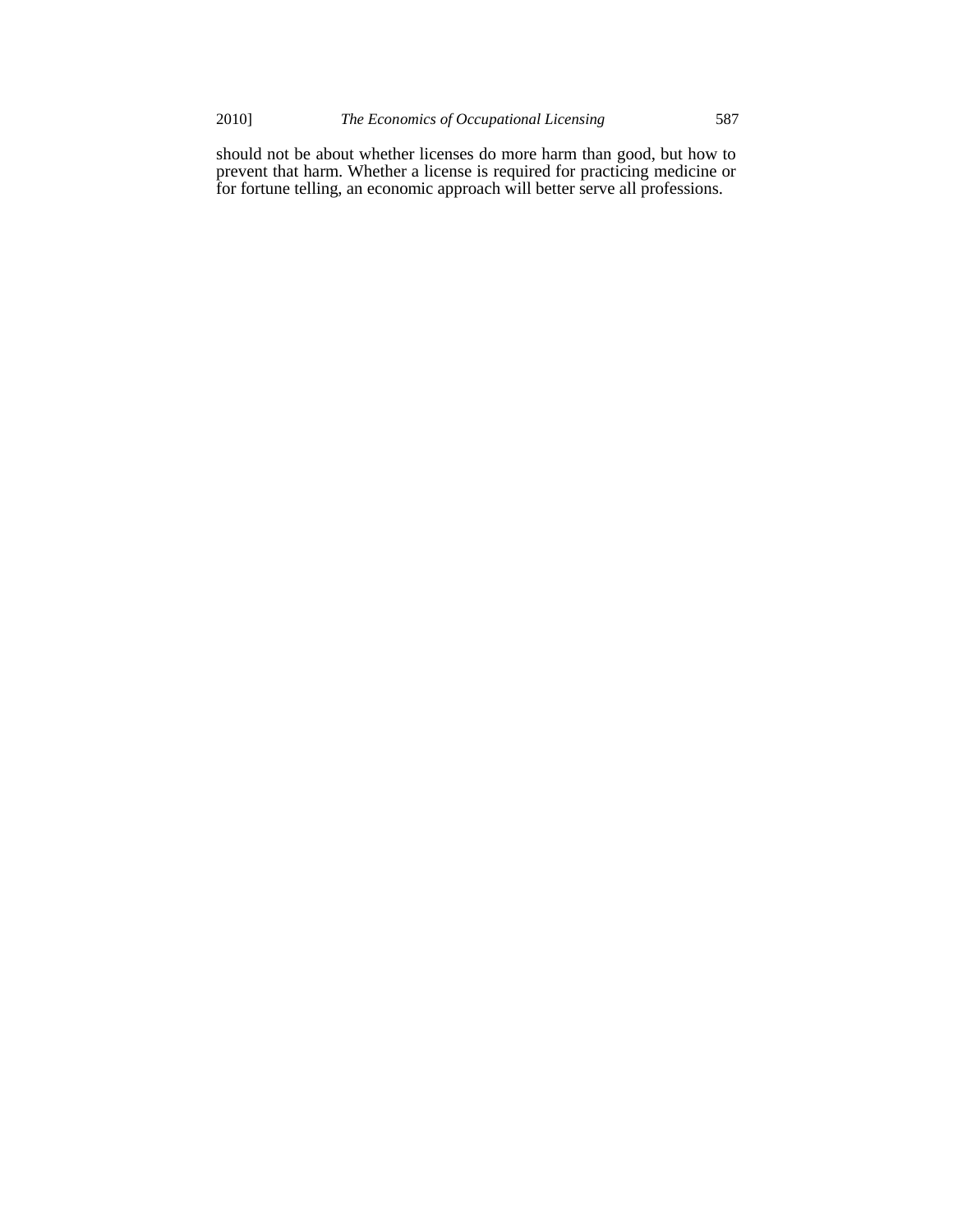should not be about whether licenses do more harm than good, but how to prevent that harm. Whether a license is required for practicing medicine or for fortune telling, an economic approach will better serve all professions.